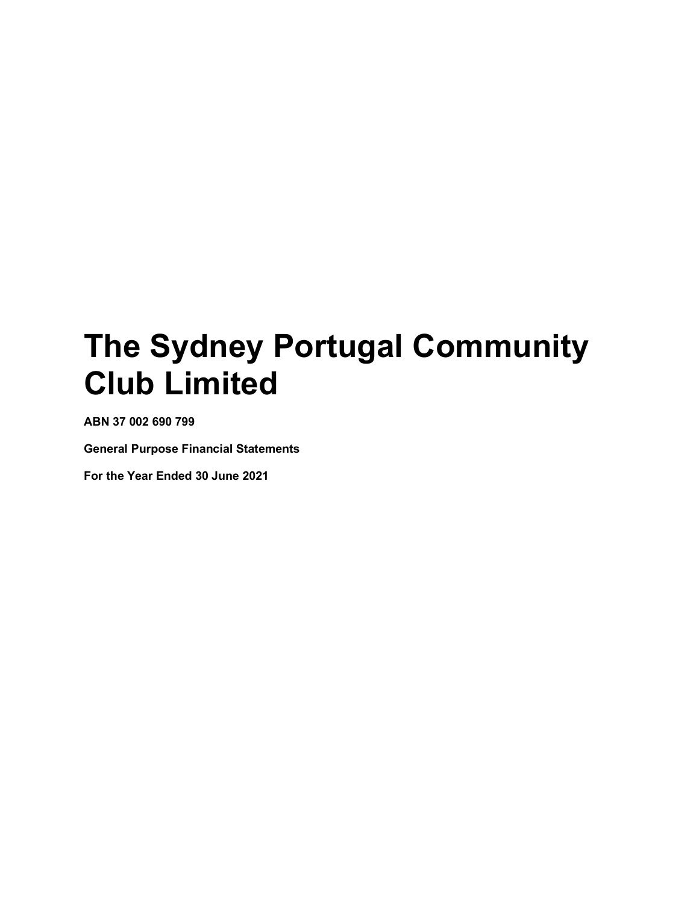# The Sydney Portugal Community Club Limited

**ABN 37 002 690 799**

**General Purpose Financial Statements**

**For the Year Ended 30 June 2021**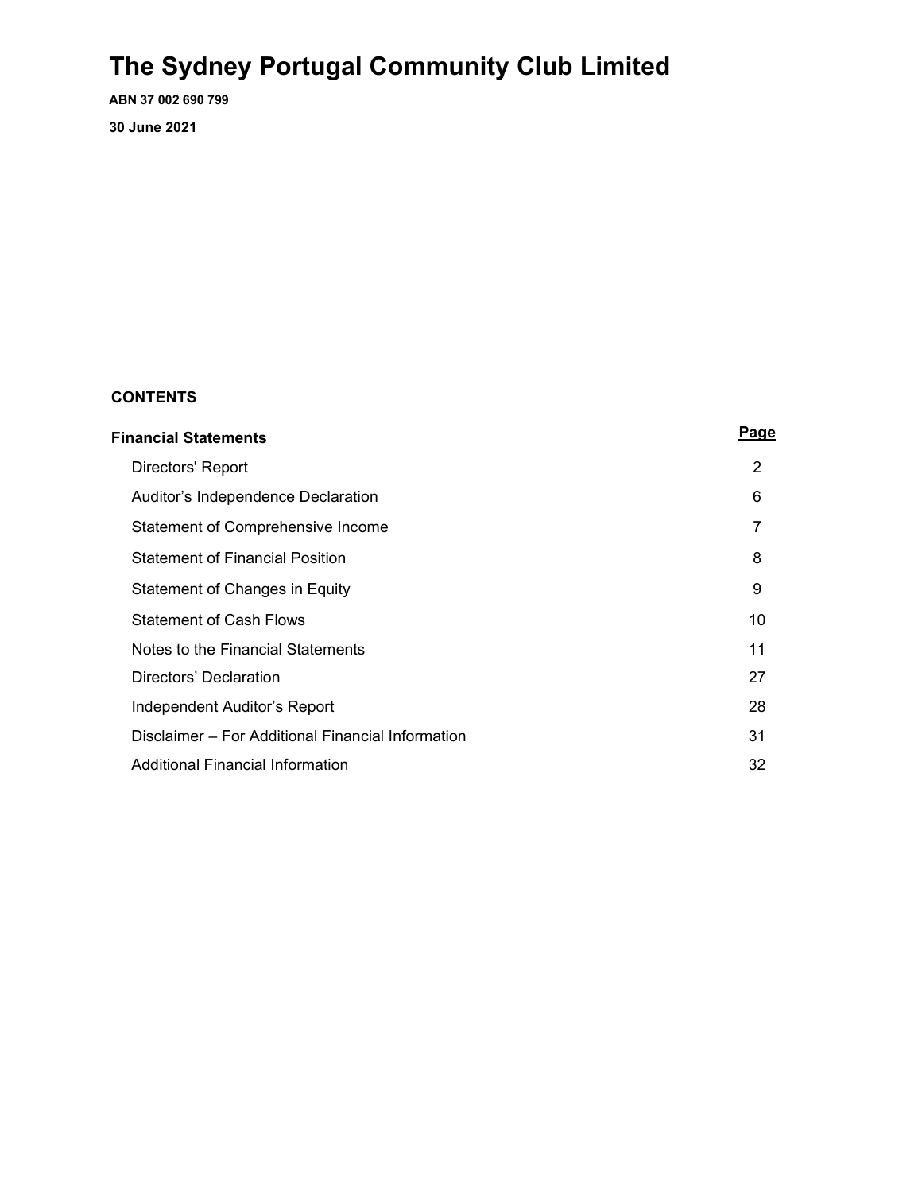# The Sydney Portugal Community Club Limited

**ABN 37 002 690 799**

**30 June 2021**

**CONTENTS**

| **Financial Statements** | **Page** |
|---|---|
| Directors' Report | 2 |
| Auditor's Independence Declaration | 6 |
| Statement of Comprehensive Income | 7 |
| Statement of Financial Position | 8 |
| Statement of Changes in Equity | 9 |
| Statement of Cash Flows | 10 |
| Notes to the Financial Statements | 11 |
| Directors' Declaration | 27 |
| Independent Auditor's Report | 28 |
| Disclaimer – For Additional Financial Information | 31 |
| Additional Financial Information | 32 |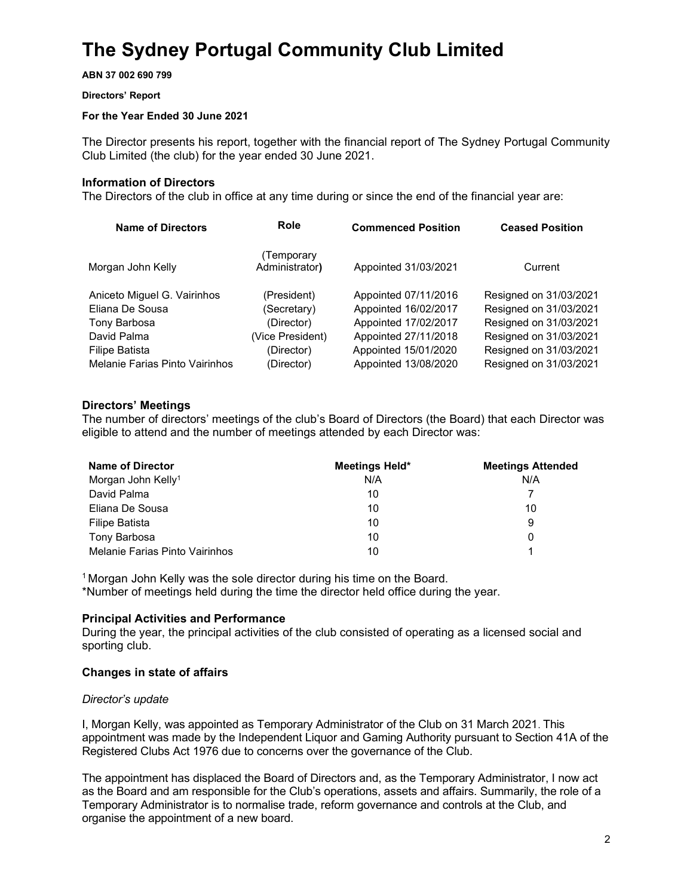# The Sydney Portugal Community Club Limited

**ABN 37 002 690 799**

**Directors' Report**

**For the Year Ended 30 June 2021**

The Director presents his report, together with the financial report of The Sydney Portugal Community Club Limited (the club) for the year ended 30 June 2021.

### Information of Directors

The Directors of the club in office at any time during or since the end of the financial year are:

| Name of Directors | Role | Commenced Position | Ceased Position |
|---|---|---|---|
| Morgan John Kelly | (Temporary Administrator) | Appointed 31/03/2021 | Current |
| Aniceto Miguel G. Vairinhos | (President) | Appointed 07/11/2016 | Resigned on 31/03/2021 |
| Eliana De Sousa | (Secretary) | Appointed 16/02/2017 | Resigned on 31/03/2021 |
| Tony Barbosa | (Director) | Appointed 17/02/2017 | Resigned on 31/03/2021 |
| David Palma | (Vice President) | Appointed 27/11/2018 | Resigned on 31/03/2021 |
| Filipe Batista | (Director) | Appointed 15/01/2020 | Resigned on 31/03/2021 |
| Melanie Farias Pinto Vairinhos | (Director) | Appointed 13/08/2020 | Resigned on 31/03/2021 |

### Directors' Meetings

The number of directors' meetings of the club's Board of Directors (the Board) that each Director was eligible to attend and the number of meetings attended by each Director was:

| Name of Director | Meetings Held* | Meetings Attended |
|---|---|---|
| Morgan John Kelly[1] | N/A | N/A |
| David Palma | 10 | 7 |
| Eliana De Sousa | 10 | 10 |
| Filipe Batista | 10 | 9 |
| Tony Barbosa | 10 | 0 |
| Melanie Farias Pinto Vairinhos | 10 | 1 |

[1] Morgan John Kelly was the sole director during his time on the Board.

*Number of meetings held during the time the director held office during the year.

### Principal Activities and Performance

During the year, the principal activities of the club consisted of operating as a licensed social and sporting club.

### Changes in state of affairs

*Director's update*

I, Morgan Kelly, was appointed as Temporary Administrator of the Club on 31 March 2021. This appointment was made by the Independent Liquor and Gaming Authority pursuant to Section 41A of the Registered Clubs Act 1976 due to concerns over the governance of the Club.

The appointment has displaced the Board of Directors and, as the Temporary Administrator, I now act as the Board and am responsible for the Club's operations, assets and affairs. Summarily, the role of a Temporary Administrator is to normalise trade, reform governance and controls at the Club, and organise the appointment of a new board.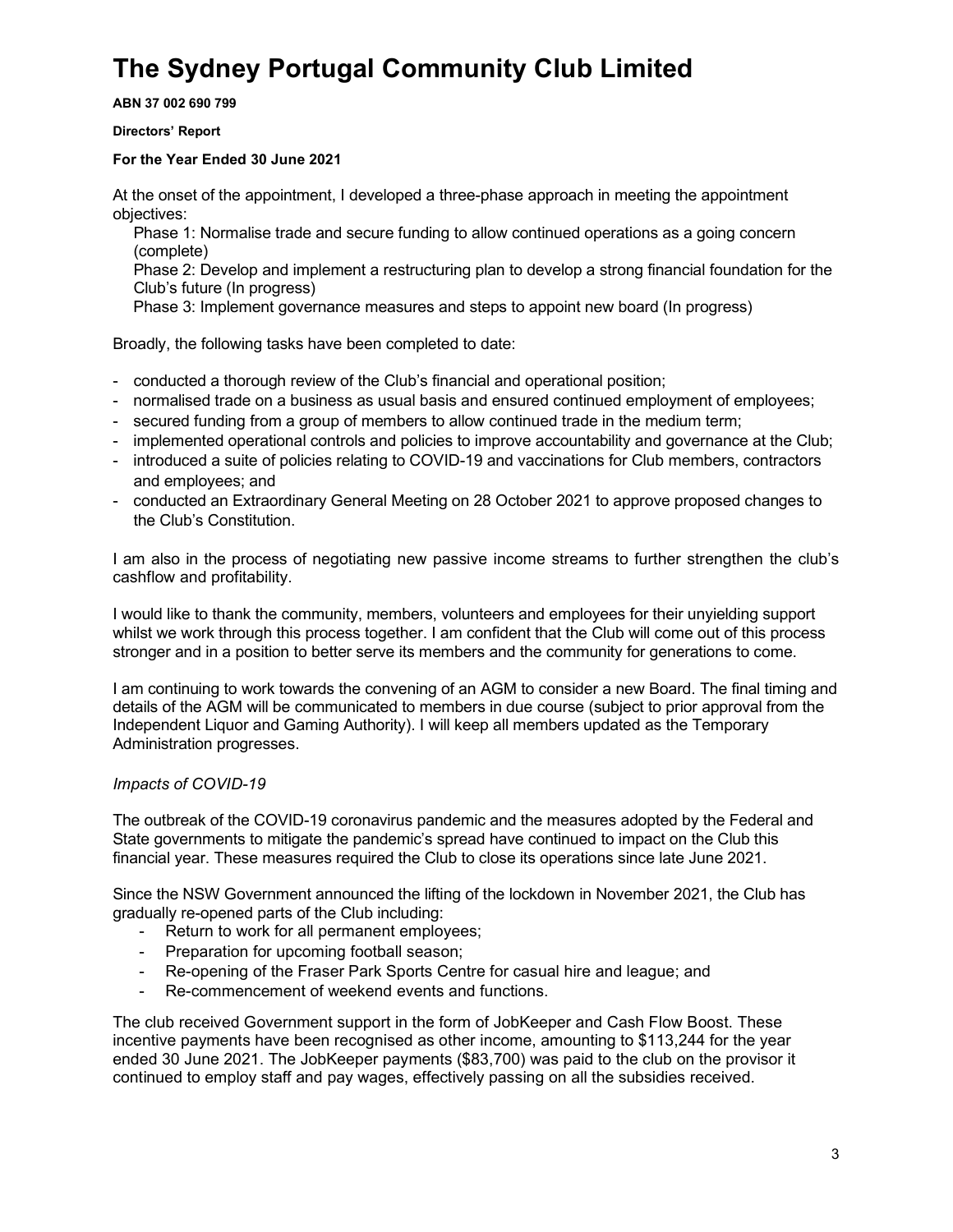# The Sydney Portugal Community Club Limited

**ABN 37 002 690 799**

**Directors' Report**

**For the Year Ended 30 June 2021**

At the onset of the appointment, I developed a three-phase approach in meeting the appointment objectives:

Phase 1: Normalise trade and secure funding to allow continued operations as a going concern (complete)

Phase 2: Develop and implement a restructuring plan to develop a strong financial foundation for the Club's future (In progress)

Phase 3: Implement governance measures and steps to appoint new board (In progress)

Broadly, the following tasks have been completed to date:

- conducted a thorough review of the Club's financial and operational position;
- normalised trade on a business as usual basis and ensured continued employment of employees;
- secured funding from a group of members to allow continued trade in the medium term;
- implemented operational controls and policies to improve accountability and governance at the Club;
- introduced a suite of policies relating to COVID-19 and vaccinations for Club members, contractors and employees; and
- conducted an Extraordinary General Meeting on 28 October 2021 to approve proposed changes to the Club's Constitution.

I am also in the process of negotiating new passive income streams to further strengthen the club's cashflow and profitability.

I would like to thank the community, members, volunteers and employees for their unyielding support whilst we work through this process together. I am confident that the Club will come out of this process stronger and in a position to better serve its members and the community for generations to come.

I am continuing to work towards the convening of an AGM to consider a new Board. The final timing and details of the AGM will be communicated to members in due course (subject to prior approval from the Independent Liquor and Gaming Authority). I will keep all members updated as the Temporary Administration progresses.

*Impacts of COVID-19*

The outbreak of the COVID-19 coronavirus pandemic and the measures adopted by the Federal and State governments to mitigate the pandemic's spread have continued to impact on the Club this financial year. These measures required the Club to close its operations since late June 2021.

Since the NSW Government announced the lifting of the lockdown in November 2021, the Club has gradually re-opened parts of the Club including:

- Return to work for all permanent employees;
- Preparation for upcoming football season;
- Re-opening of the Fraser Park Sports Centre for casual hire and league; and
- Re-commencement of weekend events and functions.

The club received Government support in the form of JobKeeper and Cash Flow Boost. These incentive payments have been recognised as other income, amounting to $113,244 for the year ended 30 June 2021. The JobKeeper payments ($83,700) was paid to the club on the provisor it continued to employ staff and pay wages, effectively passing on all the subsidies received.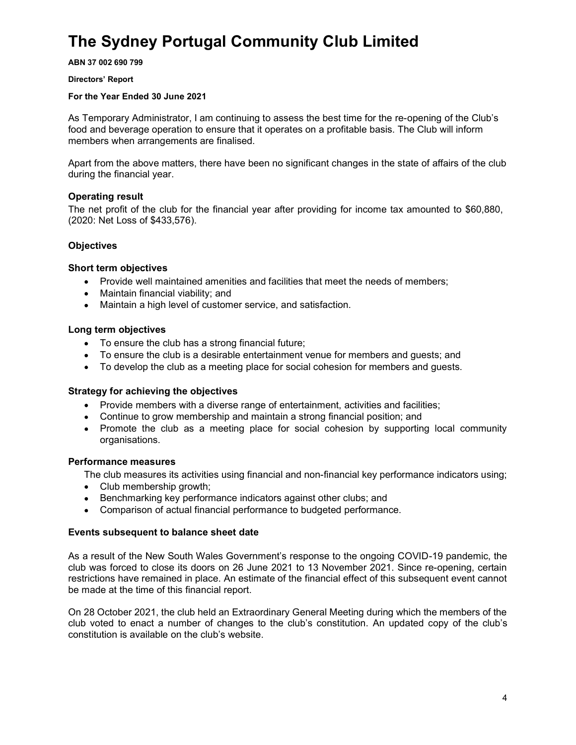# The Sydney Portugal Community Club Limited

**ABN 37 002 690 799**

**Directors' Report**

**For the Year Ended 30 June 2021**

As Temporary Administrator, I am continuing to assess the best time for the re-opening of the Club's food and beverage operation to ensure that it operates on a profitable basis. The Club will inform members when arrangements are finalised.

Apart from the above matters, there have been no significant changes in the state of affairs of the club during the financial year.

### Operating result

The net profit of the club for the financial year after providing for income tax amounted to $60,880, (2020: Net Loss of $433,576).

### Objectives

#### Short term objectives

- Provide well maintained amenities and facilities that meet the needs of members;
- Maintain financial viability; and
- Maintain a high level of customer service, and satisfaction.

#### Long term objectives

- To ensure the club has a strong financial future;
- To ensure the club is a desirable entertainment venue for members and guests; and
- To develop the club as a meeting place for social cohesion for members and guests.

#### Strategy for achieving the objectives

- Provide members with a diverse range of entertainment, activities and facilities;
- Continue to grow membership and maintain a strong financial position; and
- Promote the club as a meeting place for social cohesion by supporting local community organisations.

#### Performance measures

The club measures its activities using financial and non-financial key performance indicators using;

- Club membership growth;
- Benchmarking key performance indicators against other clubs; and
- Comparison of actual financial performance to budgeted performance.

### Events subsequent to balance sheet date

As a result of the New South Wales Government's response to the ongoing COVID-19 pandemic, the club was forced to close its doors on 26 June 2021 to 13 November 2021. Since re-opening, certain restrictions have remained in place. An estimate of the financial effect of this subsequent event cannot be made at the time of this financial report.

On 28 October 2021, the club held an Extraordinary General Meeting during which the members of the club voted to enact a number of changes to the club's constitution. An updated copy of the club's constitution is available on the club's website.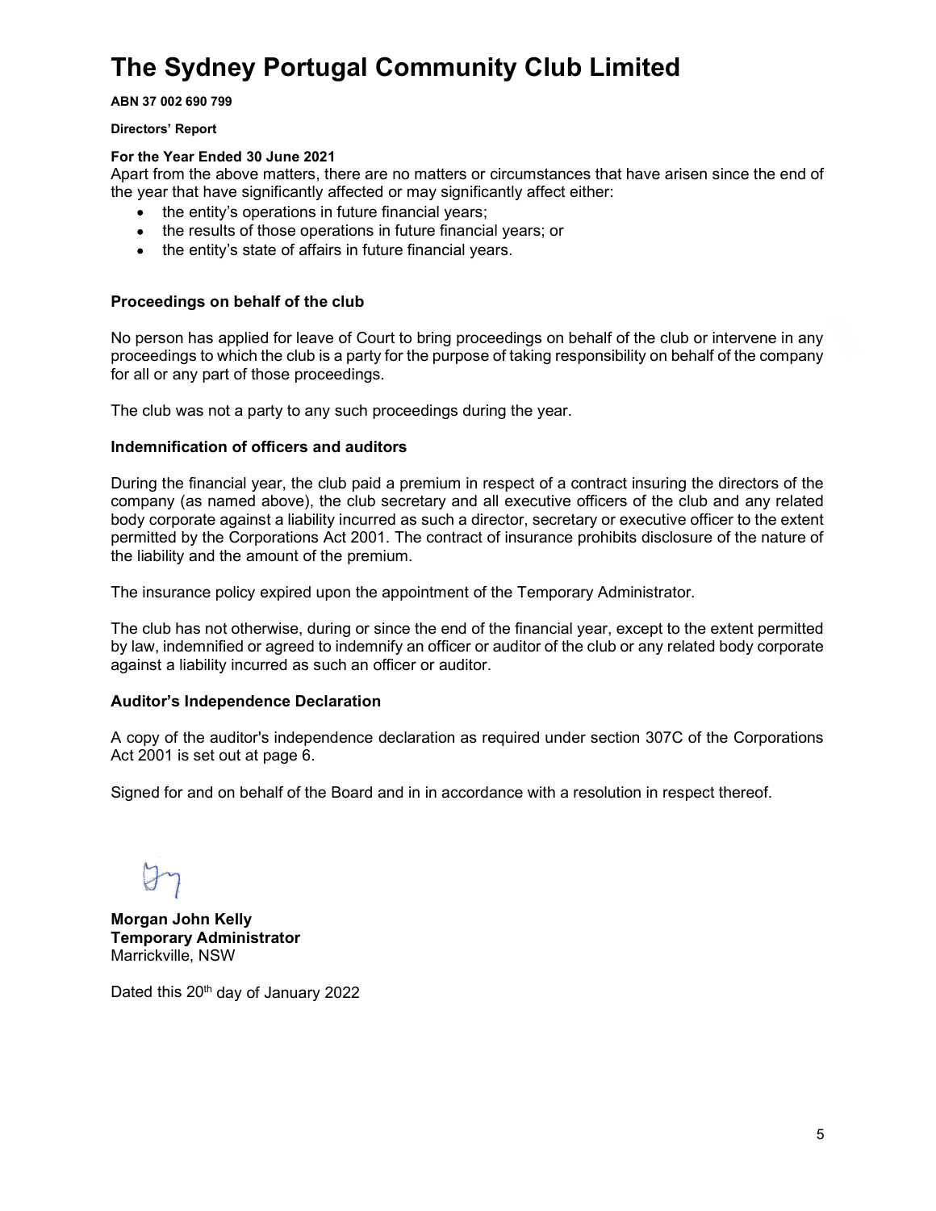# The Sydney Portugal Community Club Limited

**ABN 37 002 690 799**

**Directors' Report**

**For the Year Ended 30 June 2021**

Apart from the above matters, there are no matters or circumstances that have arisen since the end of the year that have significantly affected or may significantly affect either:

- the entity's operations in future financial years;
- the results of those operations in future financial years; or
- the entity's state of affairs in future financial years.

### Proceedings on behalf of the club

No person has applied for leave of Court to bring proceedings on behalf of the club or intervene in any proceedings to which the club is a party for the purpose of taking responsibility on behalf of the company for all or any part of those proceedings.

The club was not a party to any such proceedings during the year.

### Indemnification of officers and auditors

During the financial year, the club paid a premium in respect of a contract insuring the directors of the company (as named above), the club secretary and all executive officers of the club and any related body corporate against a liability incurred as such a director, secretary or executive officer to the extent permitted by the Corporations Act 2001. The contract of insurance prohibits disclosure of the nature of the liability and the amount of the premium.

The insurance policy expired upon the appointment of the Temporary Administrator.

The club has not otherwise, during or since the end of the financial year, except to the extent permitted by law, indemnified or agreed to indemnify an officer or auditor of the club or any related body corporate against a liability incurred as such an officer or auditor.

### Auditor's Independence Declaration

A copy of the auditor's independence declaration as required under section 307C of the Corporations Act 2001 is set out at page 6.

Signed for and on behalf of the Board and in in accordance with a resolution in respect thereof.

**Morgan John Kelly**
**Temporary Administrator**
Marrickville, NSW

Dated this 20th day of January 2022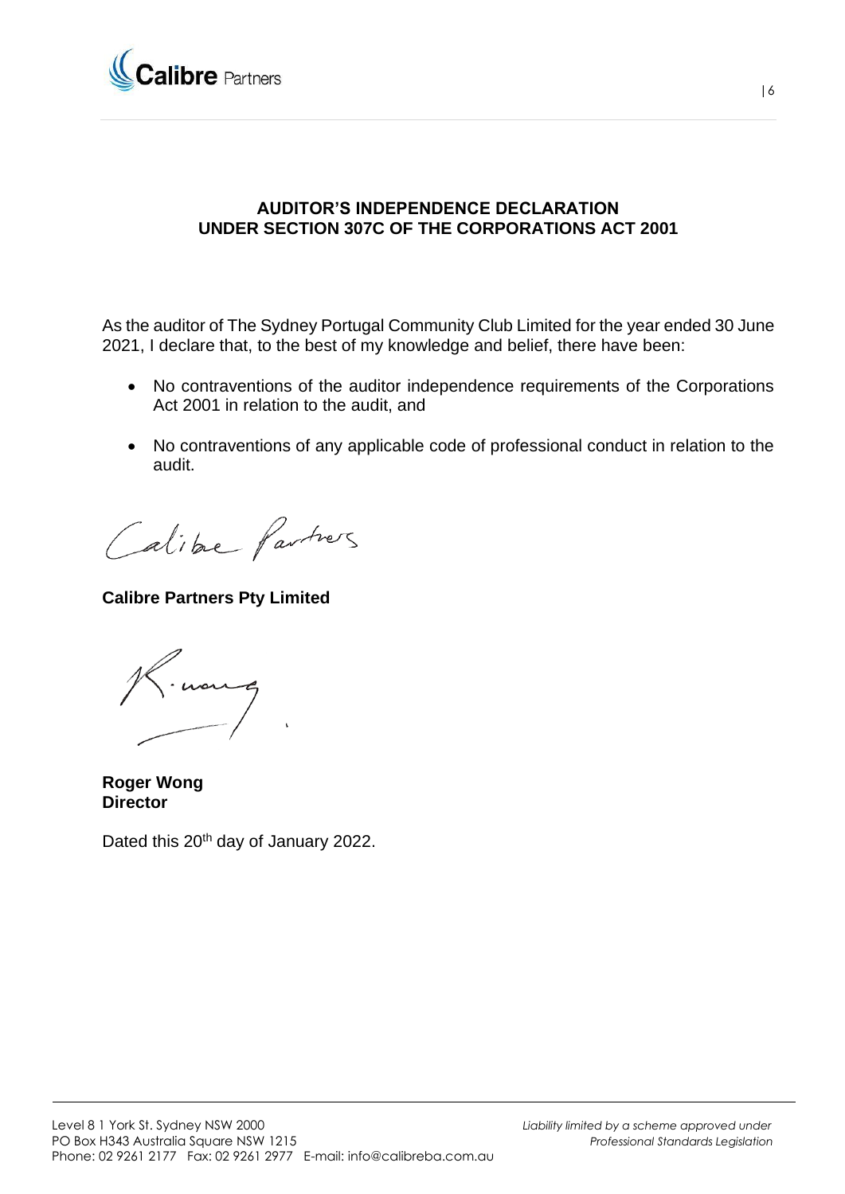**AUDITOR'S INDEPENDENCE DECLARATION**
**UNDER SECTION 307C OF THE CORPORATIONS ACT 2001**

As the auditor of The Sydney Portugal Community Club Limited for the year ended 30 June 2021, I declare that, to the best of my knowledge and belief, there have been:

- No contraventions of the auditor independence requirements of the Corporations Act 2001 in relation to the audit, and
- No contraventions of any applicable code of professional conduct in relation to the audit.

**Calibre Partners Pty Limited**

**Roger Wong**
**Director**

Dated this 20th day of January 2022.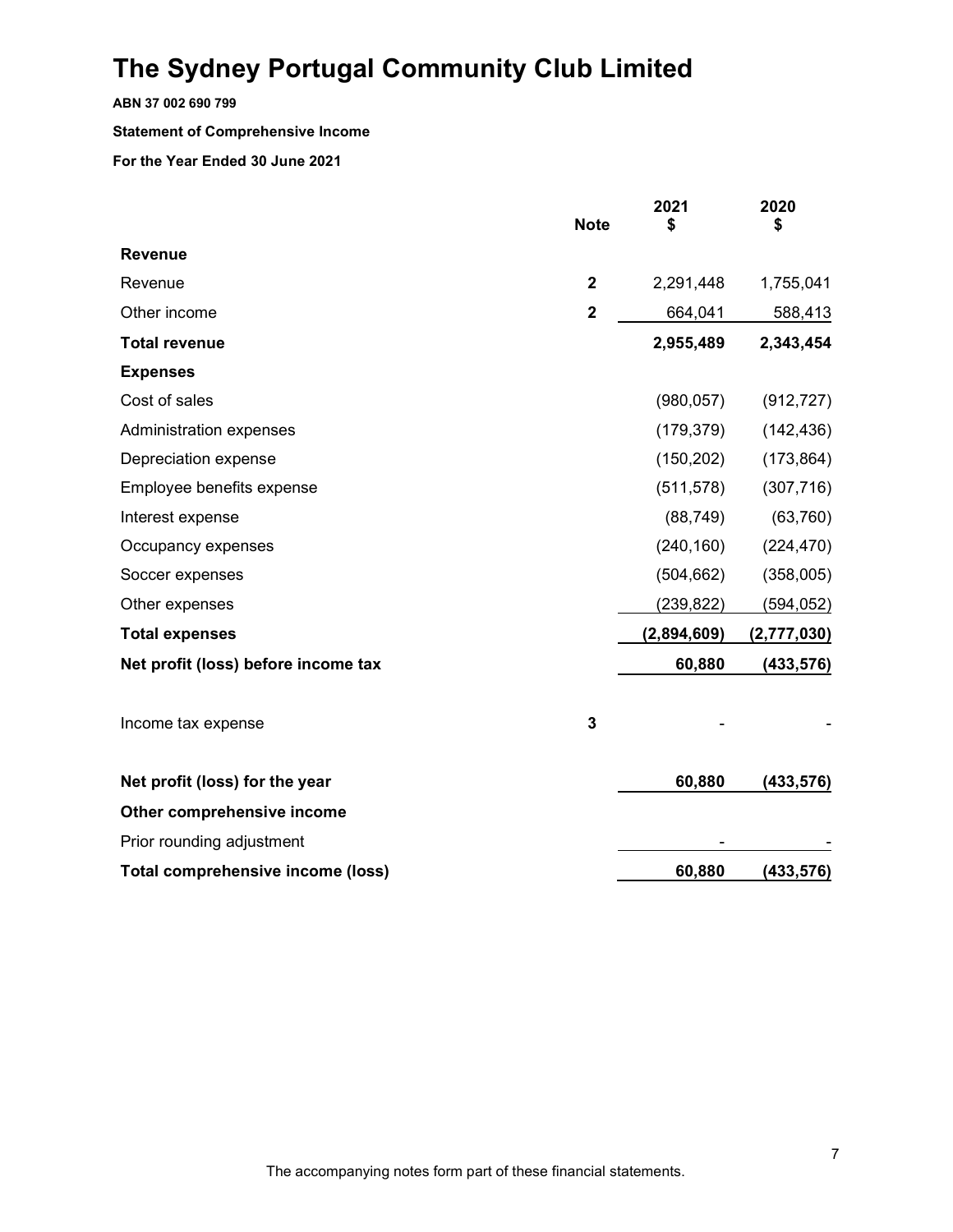# The Sydney Portugal Community Club Limited

**ABN 37 002 690 799**

**Statement of Comprehensive Income**

**For the Year Ended 30 June 2021**

| | Note | 2021<br>$ | 2020<br>$ |
|---|---|---|---|
| **Revenue** | | | |
| Revenue | **2** | 2,291,448 | 1,755,041 |
| Other income | **2** | 664,041 | 588,413 |
| **Total revenue** | | **2,955,489** | **2,343,454** |
| **Expenses** | | | |
| Cost of sales | | (980,057) | (912,727) |
| Administration expenses | | (179,379) | (142,436) |
| Depreciation expense | | (150,202) | (173,864) |
| Employee benefits expense | | (511,578) | (307,716) |
| Interest expense | | (88,749) | (63,760) |
| Occupancy expenses | | (240,160) | (224,470) |
| Soccer expenses | | (504,662) | (358,005) |
| Other expenses | | (239,822) | (594,052) |
| **Total expenses** | | **(2,894,609)** | **(2,777,030)** |
| **Net profit (loss) before income tax** | | **60,880** | **(433,576)** |
| Income tax expense | **3** | - | - |
| **Net profit (loss) for the year** | | **60,880** | **(433,576)** |
| **Other comprehensive income** | | | |
| Prior rounding adjustment | | - | - |
| **Total comprehensive income (loss)** | | **60,880** | **(433,576)** |

The accompanying notes form part of these financial statements.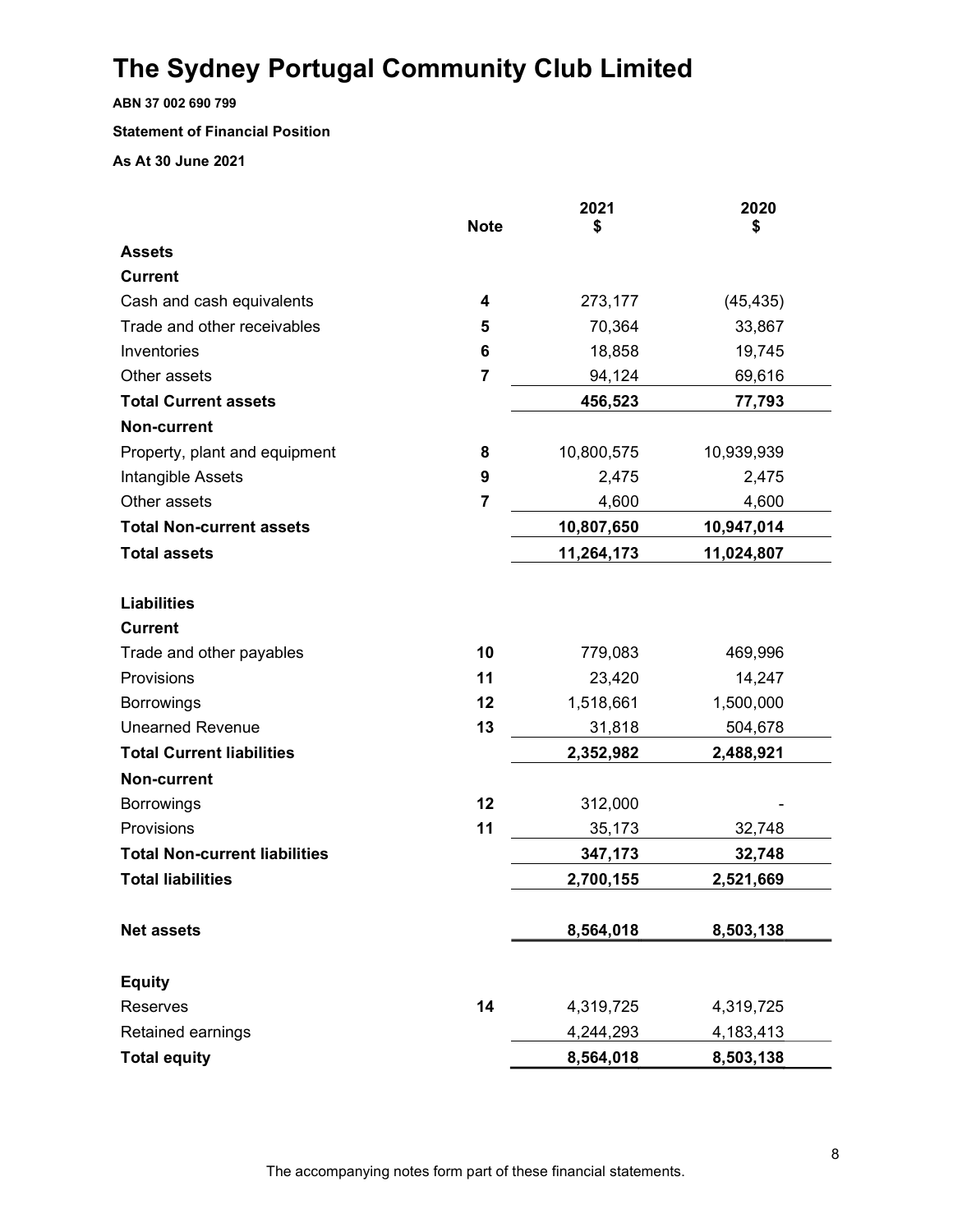# The Sydney Portugal Community Club Limited

**ABN 37 002 690 799**

**Statement of Financial Position**

**As At 30 June 2021**

| | Note | 2021<br>$ | 2020<br>$ |
|---|---|---|---|
| **Assets** | | | |
| **Current** | | | |
| Cash and cash equivalents | 4 | 273,177 | (45,435) |
| Trade and other receivables | 5 | 70,364 | 33,867 |
| Inventories | 6 | 18,858 | 19,745 |
| Other assets | 7 | 94,124 | 69,616 |
| **Total Current assets** | | **456,523** | **77,793** |
| **Non-current** | | | |
| Property, plant and equipment | 8 | 10,800,575 | 10,939,939 |
| Intangible Assets | 9 | 2,475 | 2,475 |
| Other assets | 7 | 4,600 | 4,600 |
| **Total Non-current assets** | | **10,807,650** | **10,947,014** |
| **Total assets** | | **11,264,173** | **11,024,807** |
| | | | |
| **Liabilities** | | | |
| **Current** | | | |
| Trade and other payables | 10 | 779,083 | 469,996 |
| Provisions | 11 | 23,420 | 14,247 |
| Borrowings | 12 | 1,518,661 | 1,500,000 |
| Unearned Revenue | 13 | 31,818 | 504,678 |
| **Total Current liabilities** | | **2,352,982** | **2,488,921** |
| **Non-current** | | | |
| Borrowings | 12 | 312,000 | - |
| Provisions | 11 | 35,173 | 32,748 |
| **Total Non-current liabilities** | | **347,173** | **32,748** |
| **Total liabilities** | | **2,700,155** | **2,521,669** |
| | | | |
| **Net assets** | | **8,564,018** | **8,503,138** |
| | | | |
| **Equity** | | | |
| Reserves | 14 | 4,319,725 | 4,319,725 |
| Retained earnings | | 4,244,293 | 4,183,413 |
| **Total equity** | | **8,564,018** | **8,503,138** |

The accompanying notes form part of these financial statements.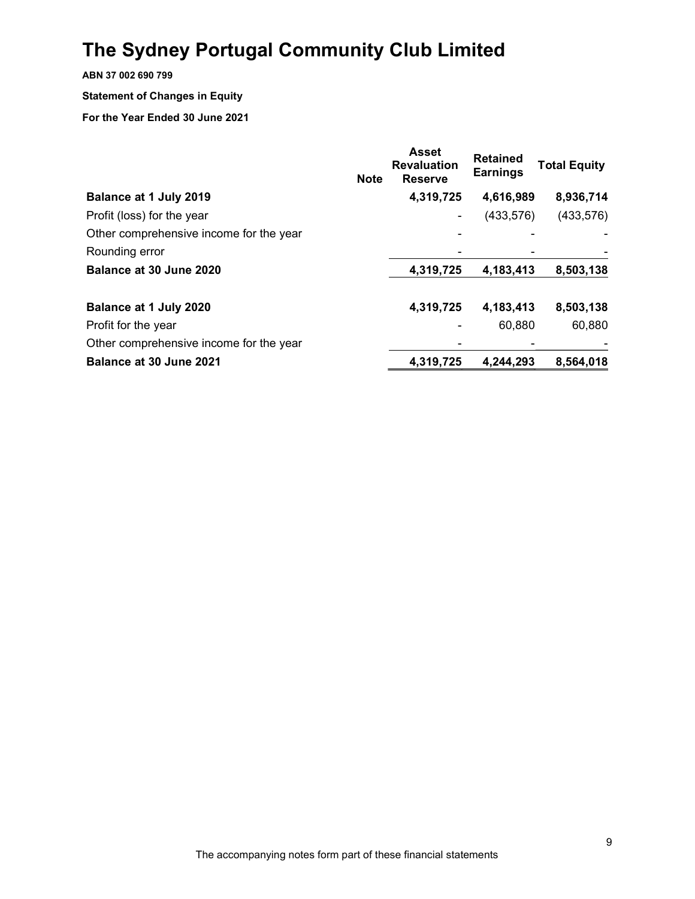# The Sydney Portugal Community Club Limited

**ABN 37 002 690 799**

**Statement of Changes in Equity**

**For the Year Ended 30 June 2021**

| | Note | Asset Revaluation Reserve | Retained Earnings | Total Equity |
|---|---|---|---|---|
| **Balance at 1 July 2019** | | **4,319,725** | **4,616,989** | **8,936,714** |
| Profit (loss) for the year | | - | (433,576) | (433,576) |
| Other comprehensive income for the year | | - | - | - |
| Rounding error | | - | - | - |
| **Balance at 30 June 2020** | | **4,319,725** | **4,183,413** | **8,503,138** |
| | | | | |
| **Balance at 1 July 2020** | | **4,319,725** | **4,183,413** | **8,503,138** |
| Profit for the year | | - | 60,880 | 60,880 |
| Other comprehensive income for the year | | - | - | - |
| **Balance at 30 June 2021** | | **4,319,725** | **4,244,293** | **8,564,018** |

The accompanying notes form part of these financial statements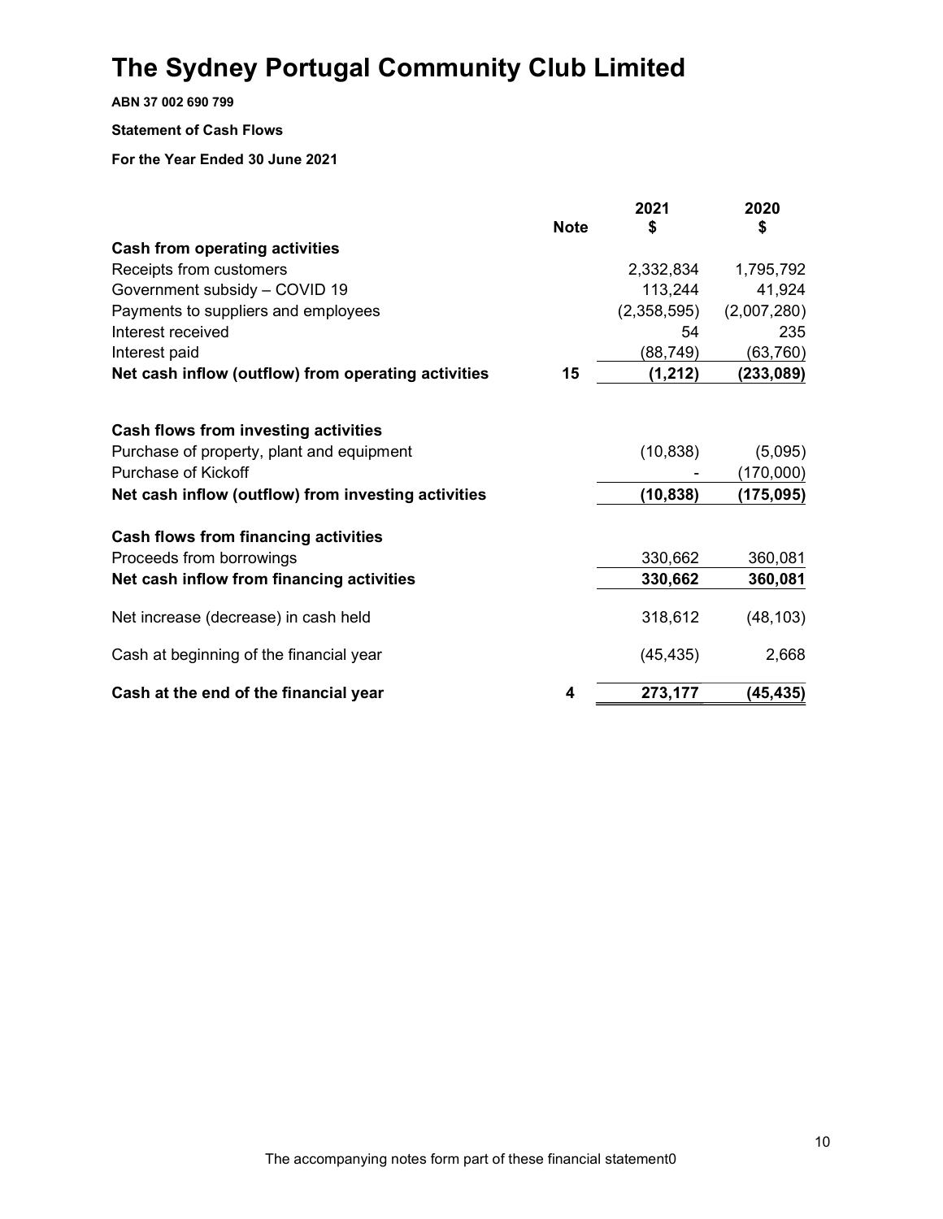# The Sydney Portugal Community Club Limited

**ABN 37 002 690 799**

**Statement of Cash Flows**

**For the Year Ended 30 June 2021**

| | Note | 2021<br>$ | 2020<br>$ |
|---|---|---|---|
| **Cash from operating activities** | | | |
| Receipts from customers | | 2,332,834 | 1,795,792 |
| Government subsidy – COVID 19 | | 113,244 | 41,924 |
| Payments to suppliers and employees | | (2,358,595) | (2,007,280) |
| Interest received | | 54 | 235 |
| Interest paid | | (88,749) | (63,760) |
| **Net cash inflow (outflow) from operating activities** | **15** | **(1,212)** | **(233,089)** |
| | | | |
| **Cash flows from investing activities** | | | |
| Purchase of property, plant and equipment | | (10,838) | (5,095) |
| Purchase of Kickoff | | - | (170,000) |
| **Net cash inflow (outflow) from investing activities** | | **(10,838)** | **(175,095)** |
| | | | |
| **Cash flows from financing activities** | | | |
| Proceeds from borrowings | | 330,662 | 360,081 |
| **Net cash inflow from financing activities** | | **330,662** | **360,081** |
| | | | |
| Net increase (decrease) in cash held | | 318,612 | (48,103) |
| | | | |
| Cash at beginning of the financial year | | (45,435) | 2,668 |
| | | | |
| **Cash at the end of the financial year** | **4** | **273,177** | **(45,435)** |

The accompanying notes form part of these financial statement0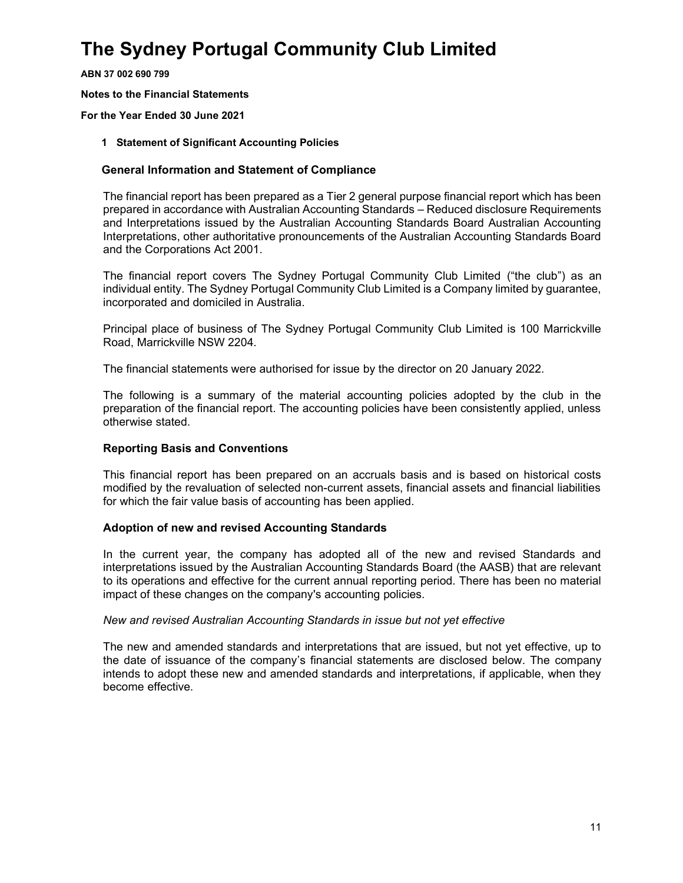# The Sydney Portugal Community Club Limited

**ABN 37 002 690 799**

**Notes to the Financial Statements**

**For the Year Ended 30 June 2021**

## 1 Statement of Significant Accounting Policies

### General Information and Statement of Compliance

The financial report has been prepared as a Tier 2 general purpose financial report which has been prepared in accordance with Australian Accounting Standards – Reduced disclosure Requirements and Interpretations issued by the Australian Accounting Standards Board Australian Accounting Interpretations, other authoritative pronouncements of the Australian Accounting Standards Board and the Corporations Act 2001.

The financial report covers The Sydney Portugal Community Club Limited ("the club") as an individual entity. The Sydney Portugal Community Club Limited is a Company limited by guarantee, incorporated and domiciled in Australia.

Principal place of business of The Sydney Portugal Community Club Limited is 100 Marrickville Road, Marrickville NSW 2204.

The financial statements were authorised for issue by the director on 20 January 2022.

The following is a summary of the material accounting policies adopted by the club in the preparation of the financial report. The accounting policies have been consistently applied, unless otherwise stated.

### Reporting Basis and Conventions

This financial report has been prepared on an accruals basis and is based on historical costs modified by the revaluation of selected non-current assets, financial assets and financial liabilities for which the fair value basis of accounting has been applied.

### Adoption of new and revised Accounting Standards

In the current year, the company has adopted all of the new and revised Standards and interpretations issued by the Australian Accounting Standards Board (the AASB) that are relevant to its operations and effective for the current annual reporting period. There has been no material impact of these changes on the company's accounting policies.

*New and revised Australian Accounting Standards in issue but not yet effective*

The new and amended standards and interpretations that are issued, but not yet effective, up to the date of issuance of the company's financial statements are disclosed below. The company intends to adopt these new and amended standards and interpretations, if applicable, when they become effective.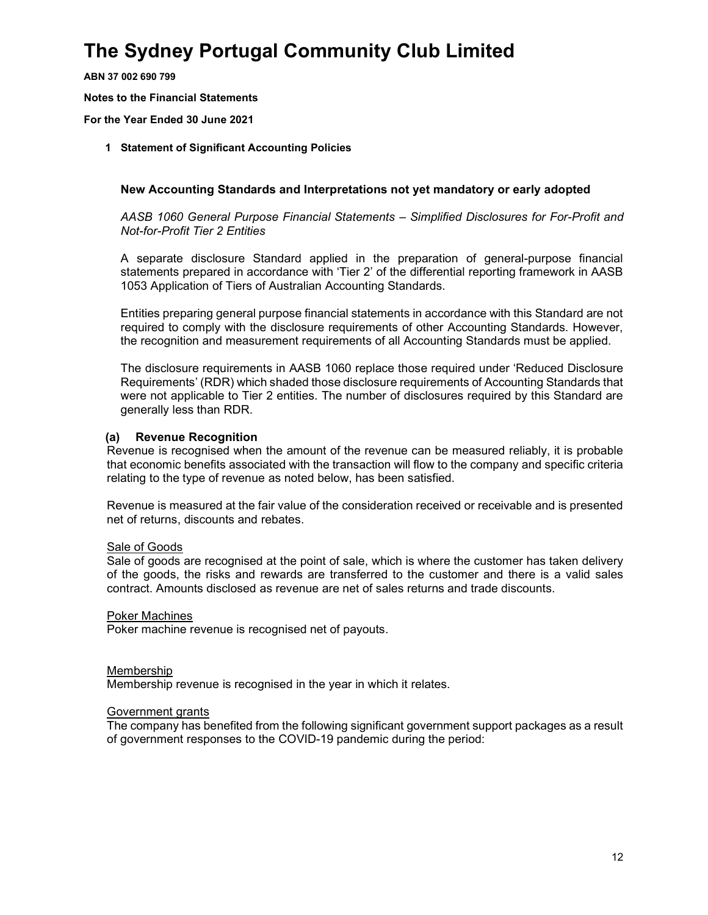# The Sydney Portugal Community Club Limited

**ABN 37 002 690 799**

**Notes to the Financial Statements**

**For the Year Ended 30 June 2021**

**1 Statement of Significant Accounting Policies**

### New Accounting Standards and Interpretations not yet mandatory or early adopted

*AASB 1060 General Purpose Financial Statements – Simplified Disclosures for For-Profit and Not-for-Profit Tier 2 Entities*

A separate disclosure Standard applied in the preparation of general-purpose financial statements prepared in accordance with 'Tier 2' of the differential reporting framework in AASB 1053 Application of Tiers of Australian Accounting Standards.

Entities preparing general purpose financial statements in accordance with this Standard are not required to comply with the disclosure requirements of other Accounting Standards. However, the recognition and measurement requirements of all Accounting Standards must be applied.

The disclosure requirements in AASB 1060 replace those required under 'Reduced Disclosure Requirements' (RDR) which shaded those disclosure requirements of Accounting Standards that were not applicable to Tier 2 entities. The number of disclosures required by this Standard are generally less than RDR.

### (a) Revenue Recognition

Revenue is recognised when the amount of the revenue can be measured reliably, it is probable that economic benefits associated with the transaction will flow to the company and specific criteria relating to the type of revenue as noted below, has been satisfied.

Revenue is measured at the fair value of the consideration received or receivable and is presented net of returns, discounts and rebates.

Sale of Goods

Sale of goods are recognised at the point of sale, which is where the customer has taken delivery of the goods, the risks and rewards are transferred to the customer and there is a valid sales contract. Amounts disclosed as revenue are net of sales returns and trade discounts.

Poker Machines

Poker machine revenue is recognised net of payouts.

Membership

Membership revenue is recognised in the year in which it relates.

Government grants

The company has benefited from the following significant government support packages as a result of government responses to the COVID-19 pandemic during the period: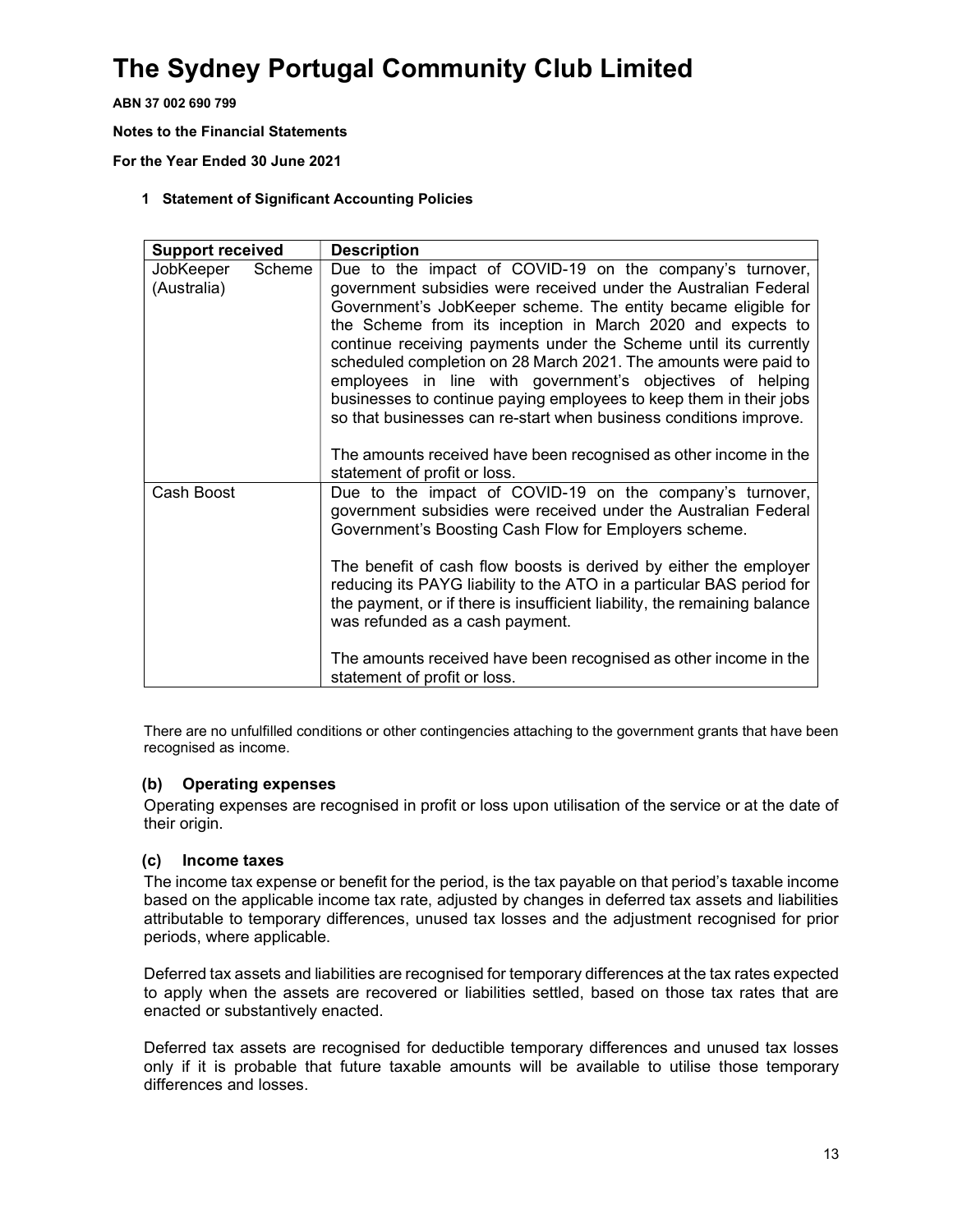# The Sydney Portugal Community Club Limited

**ABN 37 002 690 799**

**Notes to the Financial Statements**

**For the Year Ended 30 June 2021**

**1 Statement of Significant Accounting Policies**

| Support received | Description |
|---|---|
| JobKeeper Scheme (Australia) | Due to the impact of COVID-19 on the company's turnover, government subsidies were received under the Australian Federal Government's JobKeeper scheme. The entity became eligible for the Scheme from its inception in March 2020 and expects to continue receiving payments under the Scheme until its currently scheduled completion on 28 March 2021. The amounts were paid to employees in line with government's objectives of helping businesses to continue paying employees to keep them in their jobs so that businesses can re-start when business conditions improve.<br><br>The amounts received have been recognised as other income in the statement of profit or loss. |
| Cash Boost | Due to the impact of COVID-19 on the company's turnover, government subsidies were received under the Australian Federal Government's Boosting Cash Flow for Employers scheme.<br><br>The benefit of cash flow boosts is derived by either the employer reducing its PAYG liability to the ATO in a particular BAS period for the payment, or if there is insufficient liability, the remaining balance was refunded as a cash payment.<br><br>The amounts received have been recognised as other income in the statement of profit or loss. |

There are no unfulfilled conditions or other contingencies attaching to the government grants that have been recognised as income.

### (b) Operating expenses

Operating expenses are recognised in profit or loss upon utilisation of the service or at the date of their origin.

### (c) Income taxes

The income tax expense or benefit for the period, is the tax payable on that period's taxable income based on the applicable income tax rate, adjusted by changes in deferred tax assets and liabilities attributable to temporary differences, unused tax losses and the adjustment recognised for prior periods, where applicable.

Deferred tax assets and liabilities are recognised for temporary differences at the tax rates expected to apply when the assets are recovered or liabilities settled, based on those tax rates that are enacted or substantively enacted.

Deferred tax assets are recognised for deductible temporary differences and unused tax losses only if it is probable that future taxable amounts will be available to utilise those temporary differences and losses.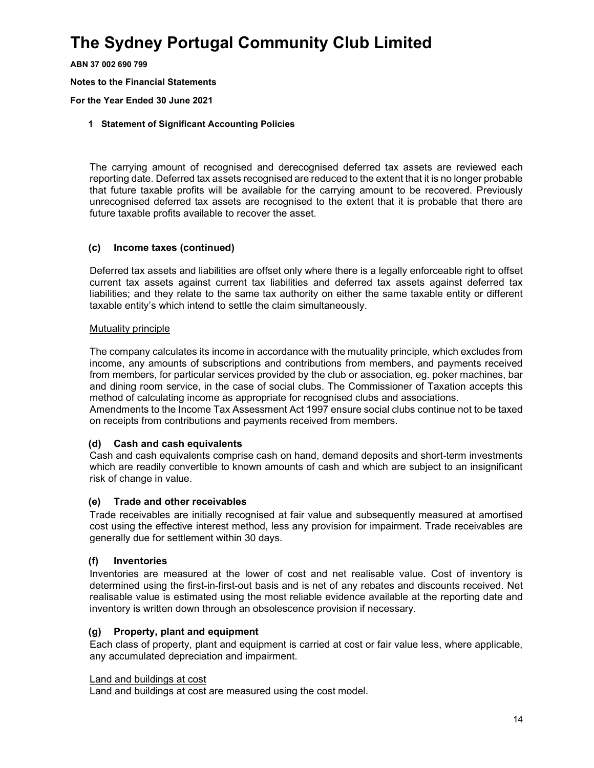# The Sydney Portugal Community Club Limited

**ABN 37 002 690 799**

**Notes to the Financial Statements**

**For the Year Ended 30 June 2021**

**1 Statement of Significant Accounting Policies**

The carrying amount of recognised and derecognised deferred tax assets are reviewed each reporting date. Deferred tax assets recognised are reduced to the extent that it is no longer probable that future taxable profits will be available for the carrying amount to be recovered. Previously unrecognised deferred tax assets are recognised to the extent that it is probable that there are future taxable profits available to recover the asset.

### (c) Income taxes (continued)

Deferred tax assets and liabilities are offset only where there is a legally enforceable right to offset current tax assets against current tax liabilities and deferred tax assets against deferred tax liabilities; and they relate to the same tax authority on either the same taxable entity or different taxable entity's which intend to settle the claim simultaneously.

Mutuality principle

The company calculates its income in accordance with the mutuality principle, which excludes from income, any amounts of subscriptions and contributions from members, and payments received from members, for particular services provided by the club or association, eg. poker machines, bar and dining room service, in the case of social clubs. The Commissioner of Taxation accepts this method of calculating income as appropriate for recognised clubs and associations.
Amendments to the Income Tax Assessment Act 1997 ensure social clubs continue not to be taxed on receipts from contributions and payments received from members.

### (d) Cash and cash equivalents

Cash and cash equivalents comprise cash on hand, demand deposits and short-term investments which are readily convertible to known amounts of cash and which are subject to an insignificant risk of change in value.

### (e) Trade and other receivables

Trade receivables are initially recognised at fair value and subsequently measured at amortised cost using the effective interest method, less any provision for impairment. Trade receivables are generally due for settlement within 30 days.

### (f) Inventories

Inventories are measured at the lower of cost and net realisable value. Cost of inventory is determined using the first-in-first-out basis and is net of any rebates and discounts received. Net realisable value is estimated using the most reliable evidence available at the reporting date and inventory is written down through an obsolescence provision if necessary.

### (g) Property, plant and equipment

Each class of property, plant and equipment is carried at cost or fair value less, where applicable, any accumulated depreciation and impairment.

Land and buildings at cost

Land and buildings at cost are measured using the cost model.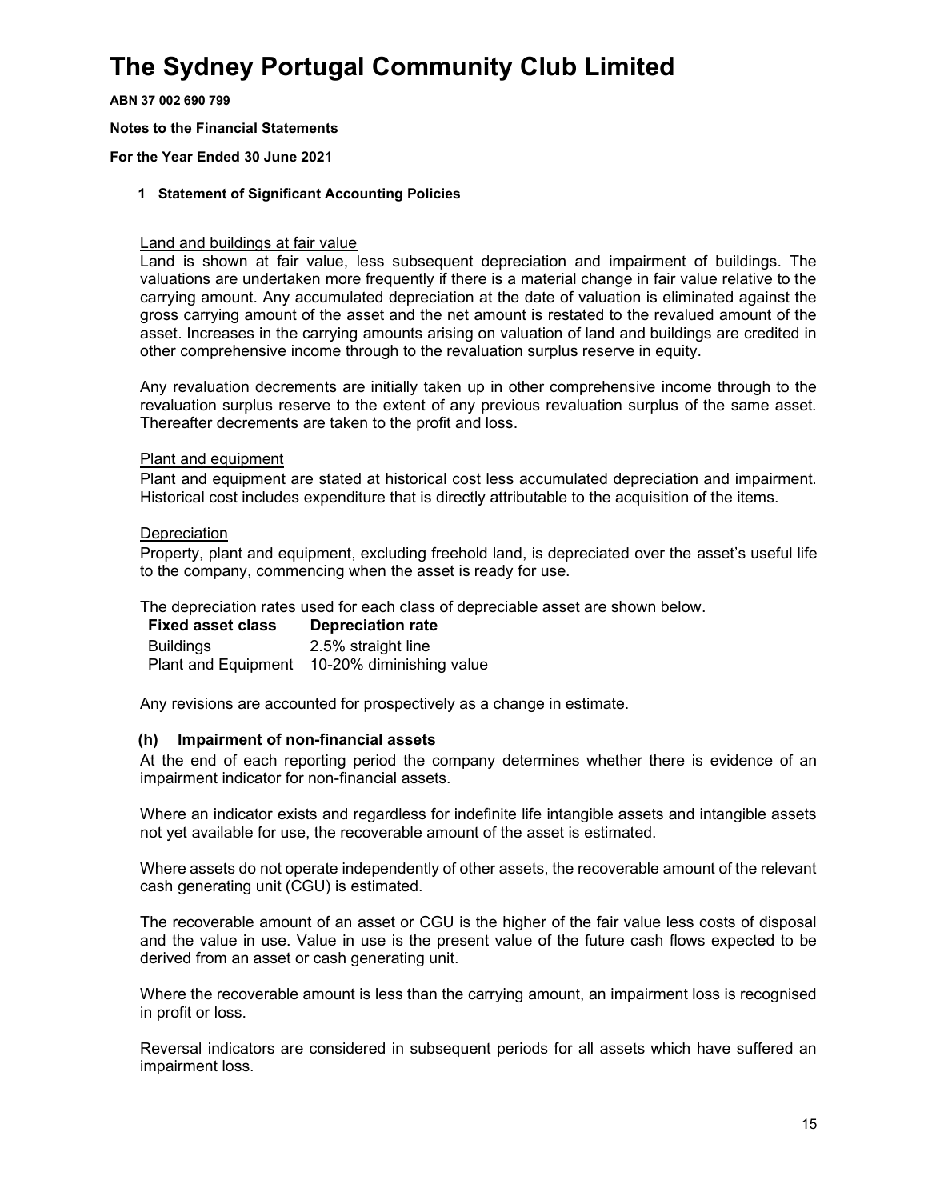# The Sydney Portugal Community Club Limited

**ABN 37 002 690 799**

**Notes to the Financial Statements**

**For the Year Ended 30 June 2021**

**1 Statement of Significant Accounting Policies**

Land and buildings at fair value

Land is shown at fair value, less subsequent depreciation and impairment of buildings. The valuations are undertaken more frequently if there is a material change in fair value relative to the carrying amount. Any accumulated depreciation at the date of valuation is eliminated against the gross carrying amount of the asset and the net amount is restated to the revalued amount of the asset. Increases in the carrying amounts arising on valuation of land and buildings are credited in other comprehensive income through to the revaluation surplus reserve in equity.

Any revaluation decrements are initially taken up in other comprehensive income through to the revaluation surplus reserve to the extent of any previous revaluation surplus of the same asset. Thereafter decrements are taken to the profit and loss.

Plant and equipment

Plant and equipment are stated at historical cost less accumulated depreciation and impairment. Historical cost includes expenditure that is directly attributable to the acquisition of the items.

Depreciation

Property, plant and equipment, excluding freehold land, is depreciated over the asset's useful life to the company, commencing when the asset is ready for use.

The depreciation rates used for each class of depreciable asset are shown below.

| Fixed asset class | Depreciation rate |
|---|---|
| Buildings | 2.5% straight line |
| Plant and Equipment | 10-20% diminishing value |

Any revisions are accounted for prospectively as a change in estimate.

### (h) Impairment of non-financial assets

At the end of each reporting period the company determines whether there is evidence of an impairment indicator for non-financial assets.

Where an indicator exists and regardless for indefinite life intangible assets and intangible assets not yet available for use, the recoverable amount of the asset is estimated.

Where assets do not operate independently of other assets, the recoverable amount of the relevant cash generating unit (CGU) is estimated.

The recoverable amount of an asset or CGU is the higher of the fair value less costs of disposal and the value in use. Value in use is the present value of the future cash flows expected to be derived from an asset or cash generating unit.

Where the recoverable amount is less than the carrying amount, an impairment loss is recognised in profit or loss.

Reversal indicators are considered in subsequent periods for all assets which have suffered an impairment loss.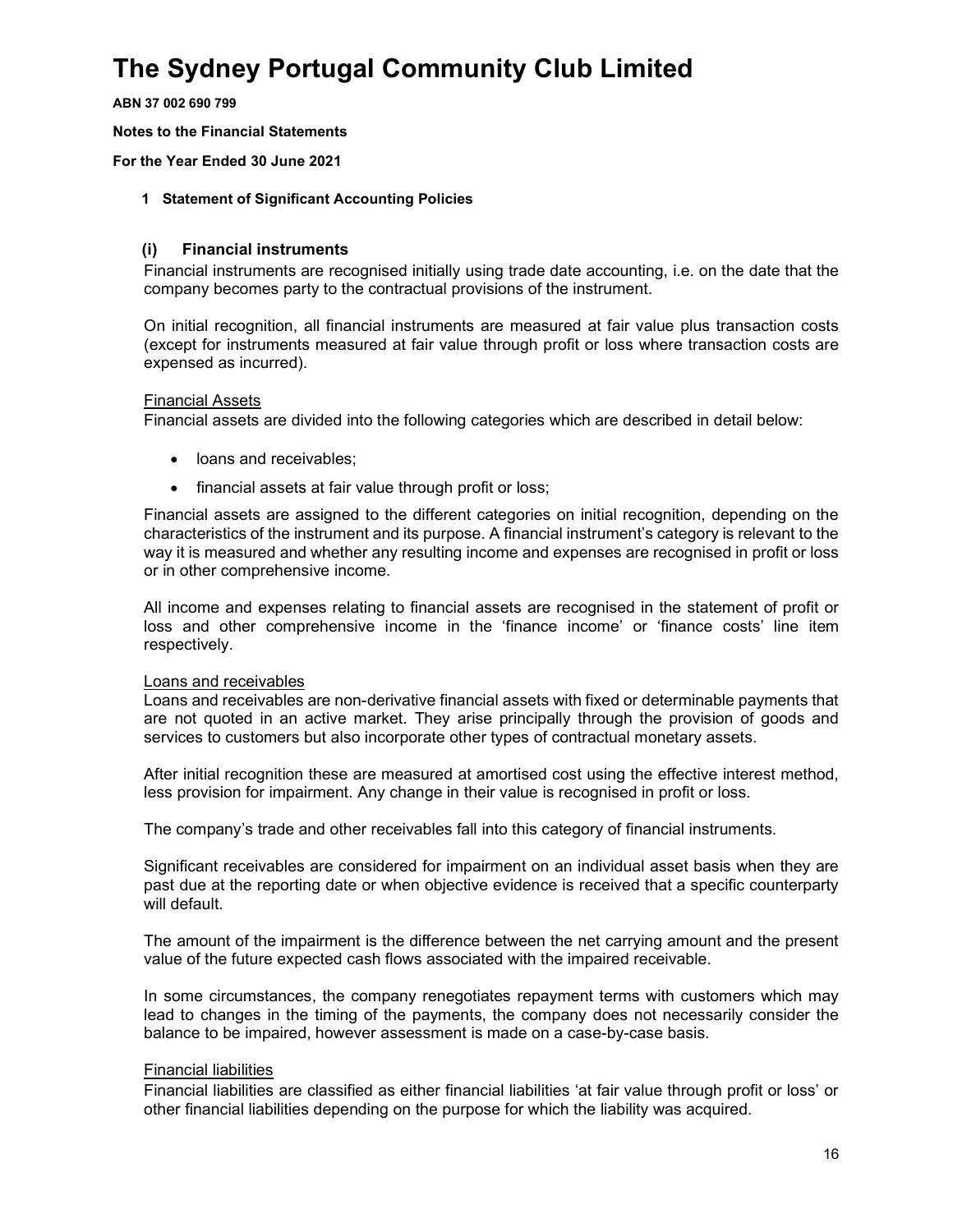# The Sydney Portugal Community Club Limited

**ABN 37 002 690 799**

**Notes to the Financial Statements**

**For the Year Ended 30 June 2021**

**1 Statement of Significant Accounting Policies**

### (i) Financial instruments

Financial instruments are recognised initially using trade date accounting, i.e. on the date that the company becomes party to the contractual provisions of the instrument.

On initial recognition, all financial instruments are measured at fair value plus transaction costs (except for instruments measured at fair value through profit or loss where transaction costs are expensed as incurred).

Financial Assets

Financial assets are divided into the following categories which are described in detail below:

- loans and receivables;
- financial assets at fair value through profit or loss;

Financial assets are assigned to the different categories on initial recognition, depending on the characteristics of the instrument and its purpose. A financial instrument's category is relevant to the way it is measured and whether any resulting income and expenses are recognised in profit or loss or in other comprehensive income.

All income and expenses relating to financial assets are recognised in the statement of profit or loss and other comprehensive income in the 'finance income' or 'finance costs' line item respectively.

Loans and receivables

Loans and receivables are non-derivative financial assets with fixed or determinable payments that are not quoted in an active market. They arise principally through the provision of goods and services to customers but also incorporate other types of contractual monetary assets.

After initial recognition these are measured at amortised cost using the effective interest method, less provision for impairment. Any change in their value is recognised in profit or loss.

The company's trade and other receivables fall into this category of financial instruments.

Significant receivables are considered for impairment on an individual asset basis when they are past due at the reporting date or when objective evidence is received that a specific counterparty will default.

The amount of the impairment is the difference between the net carrying amount and the present value of the future expected cash flows associated with the impaired receivable.

In some circumstances, the company renegotiates repayment terms with customers which may lead to changes in the timing of the payments, the company does not necessarily consider the balance to be impaired, however assessment is made on a case-by-case basis.

Financial liabilities

Financial liabilities are classified as either financial liabilities 'at fair value through profit or loss' or other financial liabilities depending on the purpose for which the liability was acquired.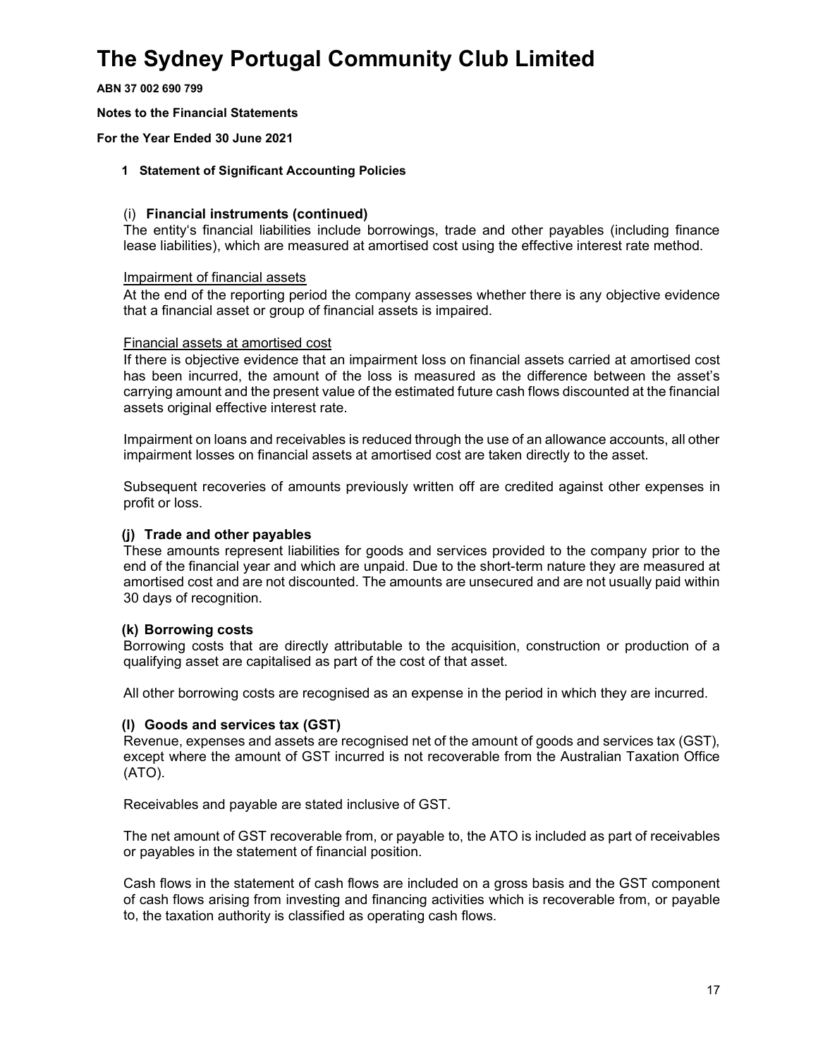# The Sydney Portugal Community Club Limited

**ABN 37 002 690 799**

**Notes to the Financial Statements**

**For the Year Ended 30 June 2021**

**1 Statement of Significant Accounting Policies**

(i) **Financial instruments (continued)**

The entity's financial liabilities include borrowings, trade and other payables (including finance lease liabilities), which are measured at amortised cost using the effective interest rate method.

Impairment of financial assets

At the end of the reporting period the company assesses whether there is any objective evidence that a financial asset or group of financial assets is impaired.

Financial assets at amortised cost

If there is objective evidence that an impairment loss on financial assets carried at amortised cost has been incurred, the amount of the loss is measured as the difference between the asset's carrying amount and the present value of the estimated future cash flows discounted at the financial assets original effective interest rate.

Impairment on loans and receivables is reduced through the use of an allowance accounts, all other impairment losses on financial assets at amortised cost are taken directly to the asset.

Subsequent recoveries of amounts previously written off are credited against other expenses in profit or loss.

**(j) Trade and other payables**

These amounts represent liabilities for goods and services provided to the company prior to the end of the financial year and which are unpaid. Due to the short-term nature they are measured at amortised cost and are not discounted. The amounts are unsecured and are not usually paid within 30 days of recognition.

**(k) Borrowing costs**

Borrowing costs that are directly attributable to the acquisition, construction or production of a qualifying asset are capitalised as part of the cost of that asset.

All other borrowing costs are recognised as an expense in the period in which they are incurred.

**(l) Goods and services tax (GST)**

Revenue, expenses and assets are recognised net of the amount of goods and services tax (GST), except where the amount of GST incurred is not recoverable from the Australian Taxation Office (ATO).

Receivables and payable are stated inclusive of GST.

The net amount of GST recoverable from, or payable to, the ATO is included as part of receivables or payables in the statement of financial position.

Cash flows in the statement of cash flows are included on a gross basis and the GST component of cash flows arising from investing and financing activities which is recoverable from, or payable to, the taxation authority is classified as operating cash flows.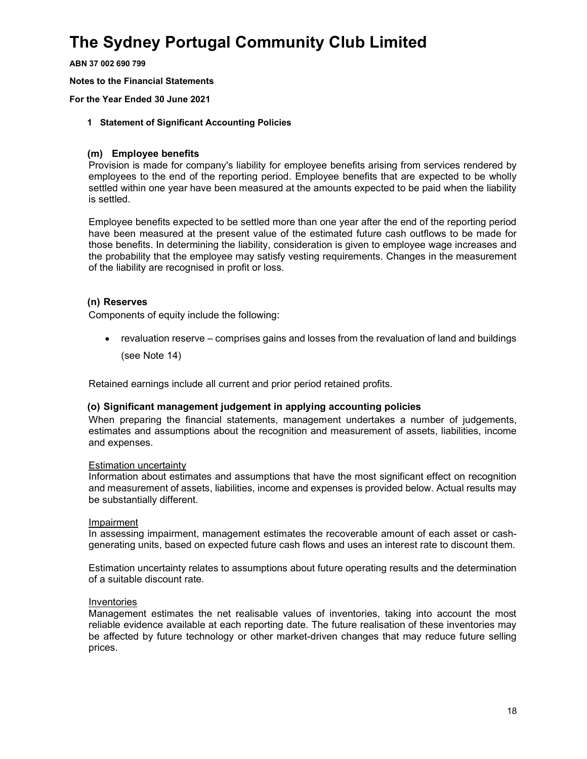# The Sydney Portugal Community Club Limited

**ABN 37 002 690 799**

**Notes to the Financial Statements**

**For the Year Ended 30 June 2021**

**1 Statement of Significant Accounting Policies**

### (m) Employee benefits

Provision is made for company's liability for employee benefits arising from services rendered by employees to the end of the reporting period. Employee benefits that are expected to be wholly settled within one year have been measured at the amounts expected to be paid when the liability is settled.

Employee benefits expected to be settled more than one year after the end of the reporting period have been measured at the present value of the estimated future cash outflows to be made for those benefits. In determining the liability, consideration is given to employee wage increases and the probability that the employee may satisfy vesting requirements. Changes in the measurement of the liability are recognised in profit or loss.

### (n) Reserves

Components of equity include the following:

- revaluation reserve – comprises gains and losses from the revaluation of land and buildings (see Note 14)

Retained earnings include all current and prior period retained profits.

### (o) Significant management judgement in applying accounting policies

When preparing the financial statements, management undertakes a number of judgements, estimates and assumptions about the recognition and measurement of assets, liabilities, income and expenses.

Estimation uncertainty

Information about estimates and assumptions that have the most significant effect on recognition and measurement of assets, liabilities, income and expenses is provided below. Actual results may be substantially different.

Impairment

In assessing impairment, management estimates the recoverable amount of each asset or cash-generating units, based on expected future cash flows and uses an interest rate to discount them.

Estimation uncertainty relates to assumptions about future operating results and the determination of a suitable discount rate.

Inventories

Management estimates the net realisable values of inventories, taking into account the most reliable evidence available at each reporting date. The future realisation of these inventories may be affected by future technology or other market-driven changes that may reduce future selling prices.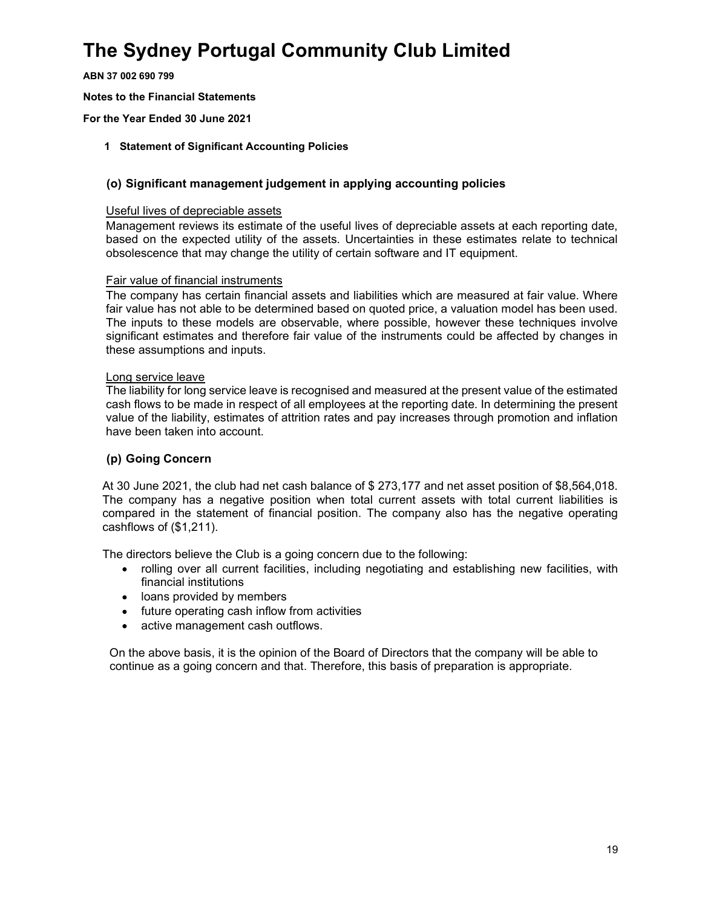# The Sydney Portugal Community Club Limited

**ABN 37 002 690 799**

**Notes to the Financial Statements**

**For the Year Ended 30 June 2021**

**1 Statement of Significant Accounting Policies**

### (o) Significant management judgement in applying accounting policies

Useful lives of depreciable assets

Management reviews its estimate of the useful lives of depreciable assets at each reporting date, based on the expected utility of the assets. Uncertainties in these estimates relate to technical obsolescence that may change the utility of certain software and IT equipment.

Fair value of financial instruments

The company has certain financial assets and liabilities which are measured at fair value. Where fair value has not able to be determined based on quoted price, a valuation model has been used. The inputs to these models are observable, where possible, however these techniques involve significant estimates and therefore fair value of the instruments could be affected by changes in these assumptions and inputs.

Long service leave

The liability for long service leave is recognised and measured at the present value of the estimated cash flows to be made in respect of all employees at the reporting date. In determining the present value of the liability, estimates of attrition rates and pay increases through promotion and inflation have been taken into account.

### (p) Going Concern

At 30 June 2021, the club had net cash balance of $ 273,177 and net asset position of $8,564,018. The company has a negative position when total current assets with total current liabilities is compared in the statement of financial position. The company also has the negative operating cashflows of ($1,211).

The directors believe the Club is a going concern due to the following:

- rolling over all current facilities, including negotiating and establishing new facilities, with financial institutions
- loans provided by members
- future operating cash inflow from activities
- active management cash outflows.

On the above basis, it is the opinion of the Board of Directors that the company will be able to continue as a going concern and that. Therefore, this basis of preparation is appropriate.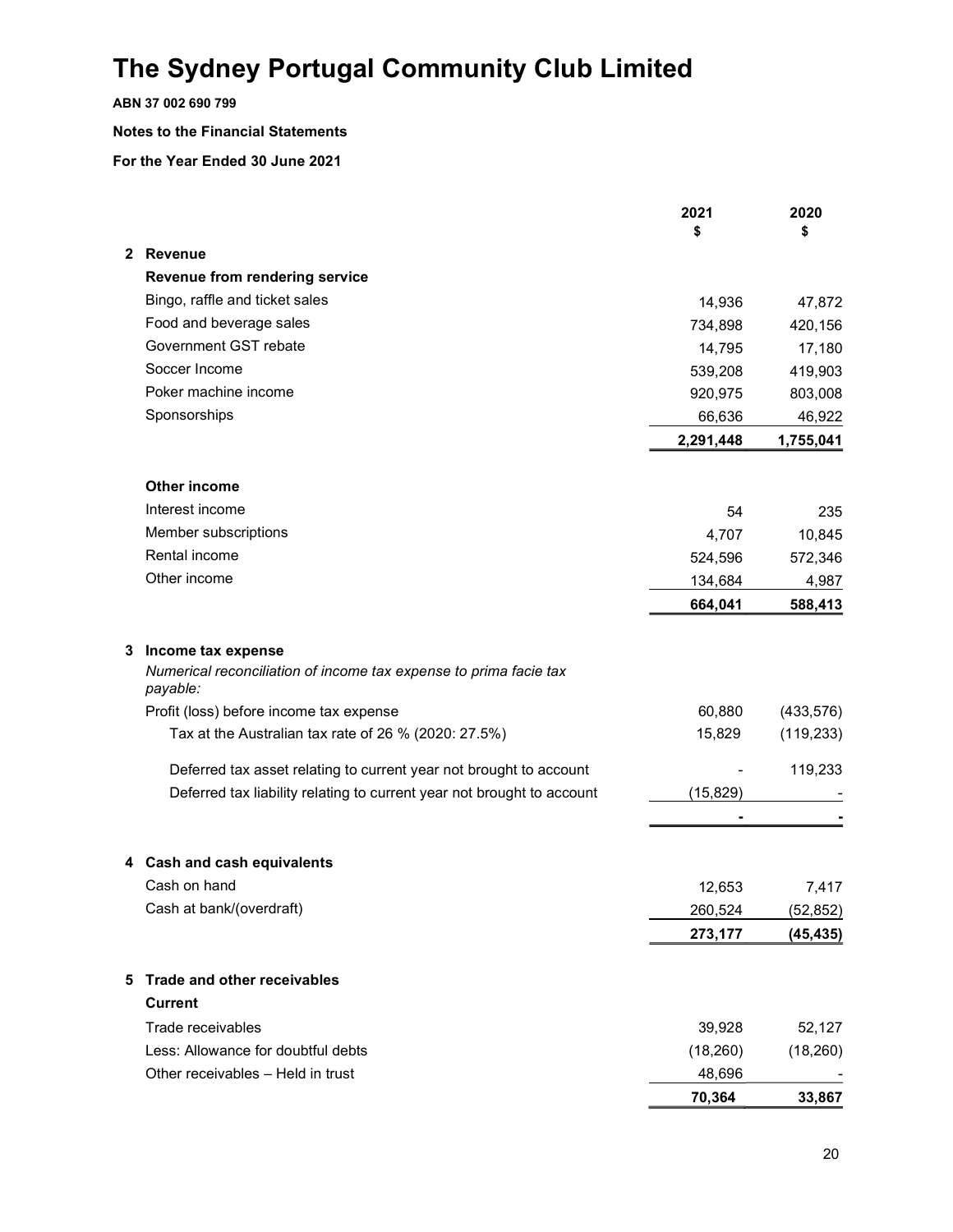# The Sydney Portugal Community Club Limited

**ABN 37 002 690 799**

**Notes to the Financial Statements**

**For the Year Ended 30 June 2021**

| | 2021 $ | 2020 $ |
|---|---|---|
| **2 Revenue** | | |
| **Revenue from rendering service** | | |
| Bingo, raffle and ticket sales | 14,936 | 47,872 |
| Food and beverage sales | 734,898 | 420,156 |
| Government GST rebate | 14,795 | 17,180 |
| Soccer Income | 539,208 | 419,903 |
| Poker machine income | 920,975 | 803,008 |
| Sponsorships | 66,636 | 46,922 |
| | **2,291,448** | **1,755,041** |
| **Other income** | | |
| Interest income | 54 | 235 |
| Member subscriptions | 4,707 | 10,845 |
| Rental income | 524,596 | 572,346 |
| Other income | 134,684 | 4,987 |
| | **664,041** | **588,413** |

**3 Income tax expense**

*Numerical reconciliation of income tax expense to prima facie tax payable:*

| | 2021 $ | 2020 $ |
|---|---|---|
| Profit (loss) before income tax expense | 60,880 | (433,576) |
| Tax at the Australian tax rate of 26 % (2020: 27.5%) | 15,829 | (119,233) |
| Deferred tax asset relating to current year not brought to account | - | 119,233 |
| Deferred tax liability relating to current year not brought to account | (15,829) | - |
| | **-** | **-** |

**4 Cash and cash equivalents**

| | 2021 $ | 2020 $ |
|---|---|---|
| Cash on hand | 12,653 | 7,417 |
| Cash at bank/(overdraft) | 260,524 | (52,852) |
| | **273,177** | **(45,435)** |

**5 Trade and other receivables**

| | 2021 $ | 2020 $ |
|---|---|---|
| **Current** | | |
| Trade receivables | 39,928 | 52,127 |
| Less: Allowance for doubtful debts | (18,260) | (18,260) |
| Other receivables – Held in trust | 48,696 | - |
| | **70,364** | **33,867** |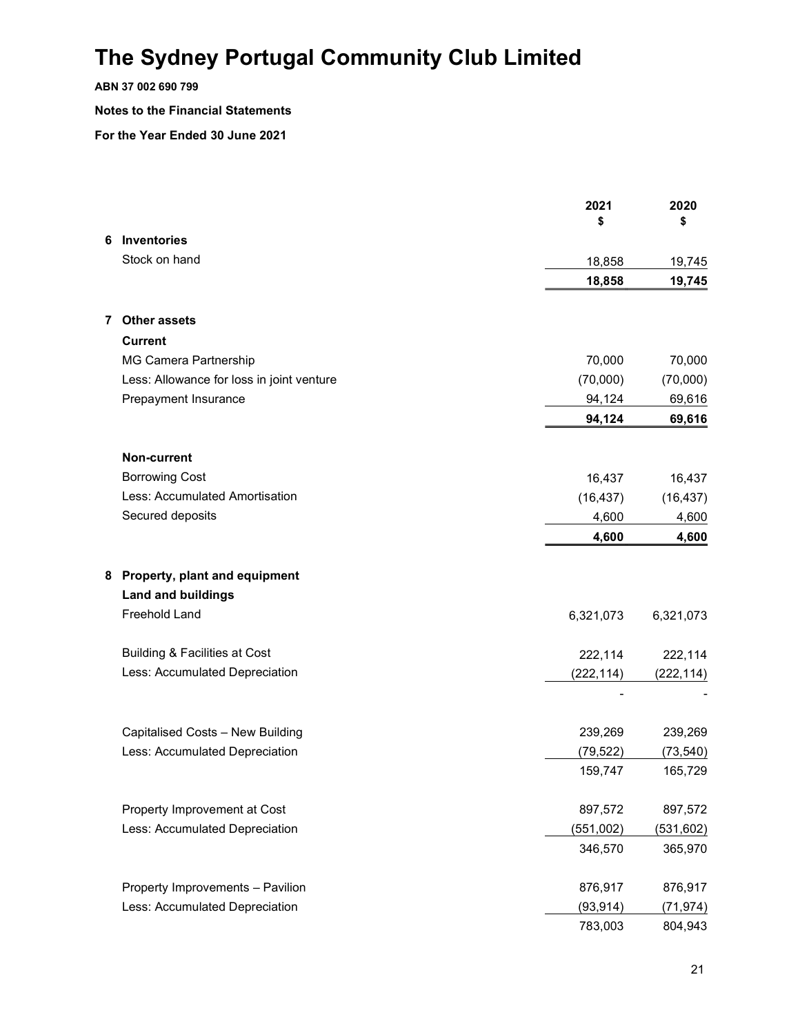# The Sydney Portugal Community Club Limited

**ABN 37 002 690 799**

**Notes to the Financial Statements**

**For the Year Ended 30 June 2021**

| | 2021<br>$ | 2020<br>$ |
|---|---|---|
| **6 Inventories** | | |
| Stock on hand | 18,858 | 19,745 |
| | **18,858** | **19,745** |
| | | |
| **7 Other assets** | | |
| **Current** | | |
| MG Camera Partnership | 70,000 | 70,000 |
| Less: Allowance for loss in joint venture | (70,000) | (70,000) |
| Prepayment Insurance | 94,124 | 69,616 |
| | **94,124** | **69,616** |
| | | |
| **Non-current** | | |
| Borrowing Cost | 16,437 | 16,437 |
| Less: Accumulated Amortisation | (16,437) | (16,437) |
| Secured deposits | 4,600 | 4,600 |
| | **4,600** | **4,600** |
| | | |
| **8 Property, plant and equipment** | | |
| **Land and buildings** | | |
| Freehold Land | 6,321,073 | 6,321,073 |
| | | |
| Building & Facilities at Cost | 222,114 | 222,114 |
| Less: Accumulated Depreciation | (222,114) | (222,114) |
| | - | - |
| | | |
| Capitalised Costs – New Building | 239,269 | 239,269 |
| Less: Accumulated Depreciation | (79,522) | (73,540) |
| | 159,747 | 165,729 |
| | | |
| Property Improvement at Cost | 897,572 | 897,572 |
| Less: Accumulated Depreciation | (551,002) | (531,602) |
| | 346,570 | 365,970 |
| | | |
| Property Improvements – Pavilion | 876,917 | 876,917 |
| Less: Accumulated Depreciation | (93,914) | (71,974) |
| | 783,003 | 804,943 |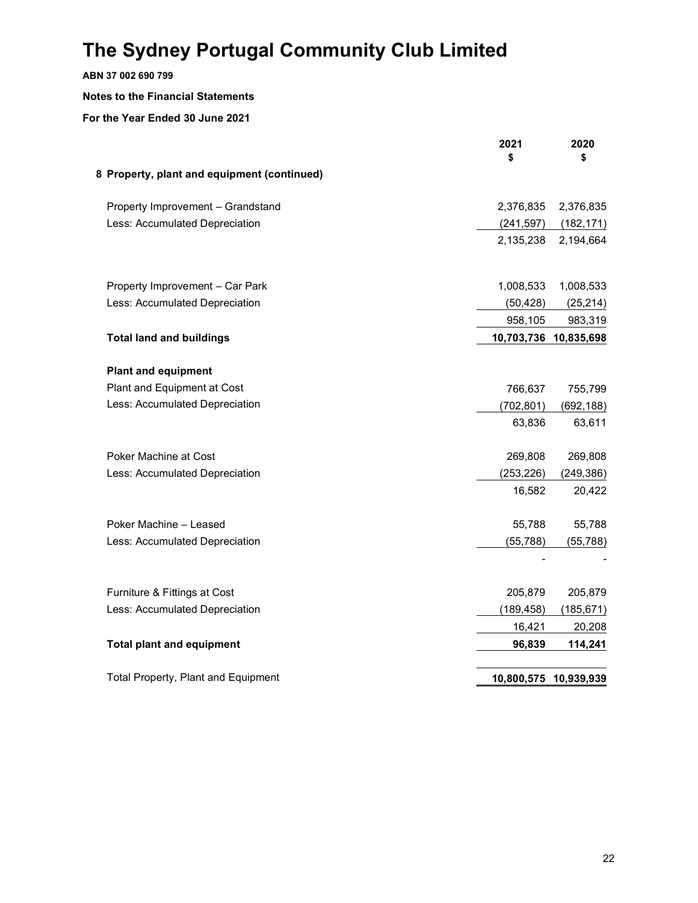# The Sydney Portugal Community Club Limited

**ABN 37 002 690 799**

**Notes to the Financial Statements**

**For the Year Ended 30 June 2021**

| | 2021<br>$ | 2020<br>$ |
|---|---|---|
| **8 Property, plant and equipment (continued)** | | |
| Property Improvement – Grandstand | 2,376,835 | 2,376,835 |
| Less: Accumulated Depreciation | (241,597) | (182,171) |
| | 2,135,238 | 2,194,664 |
| Property Improvement – Car Park | 1,008,533 | 1,008,533 |
| Less: Accumulated Depreciation | (50,428) | (25,214) |
| | 958,105 | 983,319 |
| **Total land and buildings** | **10,703,736** | **10,835,698** |
| **Plant and equipment** | | |
| Plant and Equipment at Cost | 766,637 | 755,799 |
| Less: Accumulated Depreciation | (702,801) | (692,188) |
| | 63,836 | 63,611 |
| Poker Machine at Cost | 269,808 | 269,808 |
| Less: Accumulated Depreciation | (253,226) | (249,386) |
| | 16,582 | 20,422 |
| Poker Machine – Leased | 55,788 | 55,788 |
| Less: Accumulated Depreciation | (55,788) | (55,788) |
| | - | - |
| Furniture & Fittings at Cost | 205,879 | 205,879 |
| Less: Accumulated Depreciation | (189,458) | (185,671) |
| | 16,421 | 20,208 |
| **Total plant and equipment** | **96,839** | **114,241** |
| Total Property, Plant and Equipment | **10,800,575** | **10,939,939** |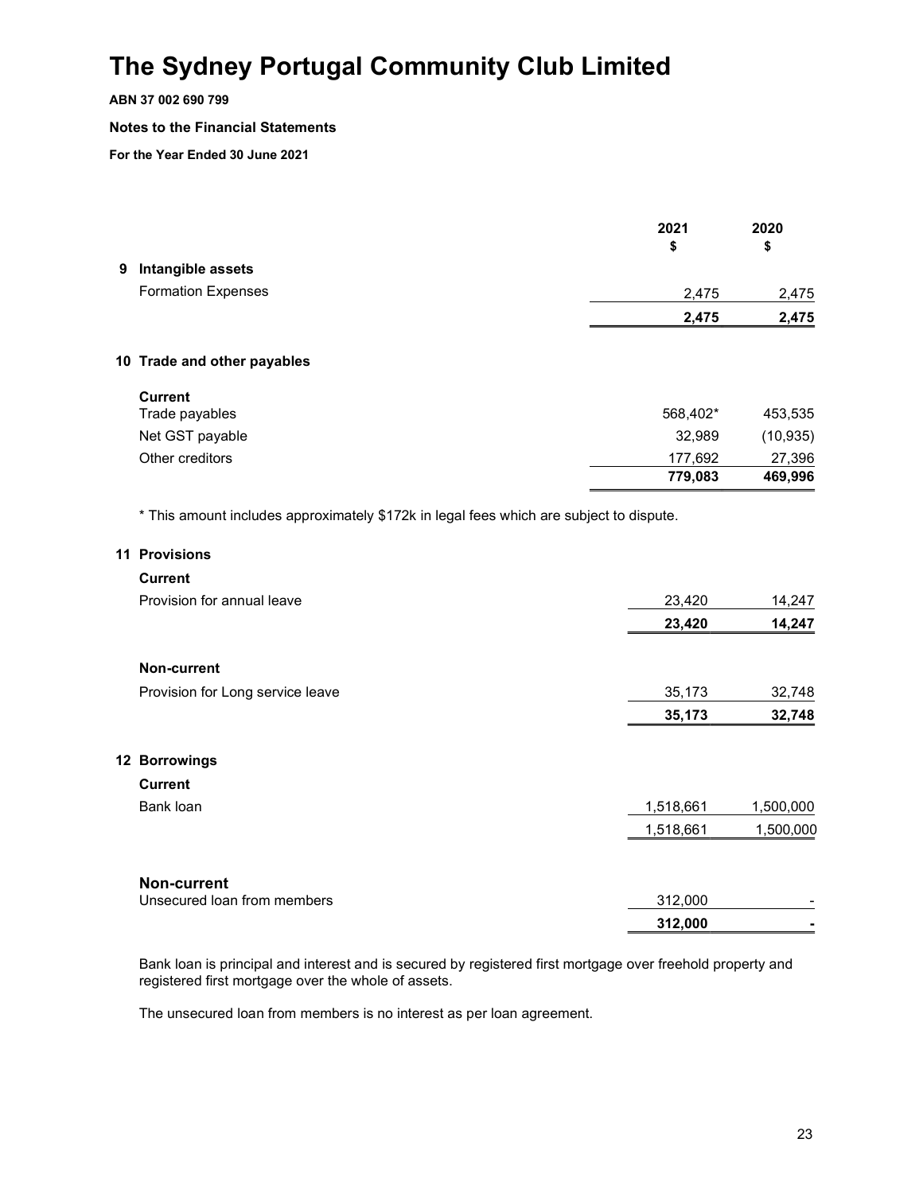# The Sydney Portugal Community Club Limited

**ABN 37 002 690 799**

**Notes to the Financial Statements**

**For the Year Ended 30 June 2021**

| | 2021 $ | 2020 $ |
|---|---|---|
| **9 Intangible assets** | | |
| Formation Expenses | 2,475 | 2,475 |
| | **2,475** | **2,475** |

| | 2021 $ | 2020 $ |
|---|---|---|
| **10 Trade and other payables** | | |
| **Current** | | |
| Trade payables | 568,402* | 453,535 |
| Net GST payable | 32,989 | (10,935) |
| Other creditors | 177,692 | 27,396 |
| | **779,083** | **469,996** |

* This amount includes approximately $172k in legal fees which are subject to dispute.

| | 2021 $ | 2020 $ |
|---|---|---|
| **11 Provisions** | | |
| **Current** | | |
| Provision for annual leave | 23,420 | 14,247 |
| | **23,420** | **14,247** |
| **Non-current** | | |
| Provision for Long service leave | 35,173 | 32,748 |
| | **35,173** | **32,748** |

| | 2021 $ | 2020 $ |
|---|---|---|
| **12 Borrowings** | | |
| **Current** | | |
| Bank loan | 1,518,661 | 1,500,000 |
| | 1,518,661 | 1,500,000 |
| **Non-current** | | |
| Unsecured loan from members | 312,000 | - |
| | **312,000** | **-** |

Bank loan is principal and interest and is secured by registered first mortgage over freehold property and registered first mortgage over the whole of assets.

The unsecured loan from members is no interest as per loan agreement.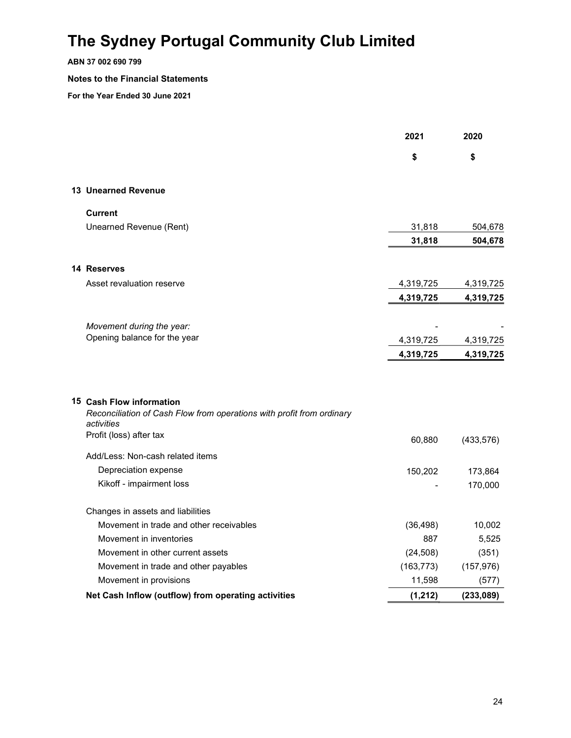# The Sydney Portugal Community Club Limited

**ABN 37 002 690 799**

**Notes to the Financial Statements**

**For the Year Ended 30 June 2021**

| | 2021 | 2020 |
|---|---|---|
| | **$** | **$** |
| **13 Unearned Revenue** | | |
| **Current** | | |
| Unearned Revenue (Rent) | 31,818 | 504,678 |
| | **31,818** | **504,678** |
| **14 Reserves** | | |
| Asset revaluation reserve | 4,319,725 | 4,319,725 |
| | **4,319,725** | **4,319,725** |
| *Movement during the year:* | - | - |
| Opening balance for the year | 4,319,725 | 4,319,725 |
| | **4,319,725** | **4,319,725** |
| **15 Cash Flow information** | | |
| *Reconciliation of Cash Flow from operations with profit from ordinary activities* | | |
| Profit (loss) after tax | 60,880 | (433,576) |
| Add/Less: Non-cash related items | | |
| Depreciation expense | 150,202 | 173,864 |
| Kikoff - impairment loss | - | 170,000 |
| Changes in assets and liabilities | | |
| Movement in trade and other receivables | (36,498) | 10,002 |
| Movement in inventories | 887 | 5,525 |
| Movement in other current assets | (24,508) | (351) |
| Movement in trade and other payables | (163,773) | (157,976) |
| Movement in provisions | 11,598 | (577) |
| **Net Cash Inflow (outflow) from operating activities** | **(1,212)** | **(233,089)** |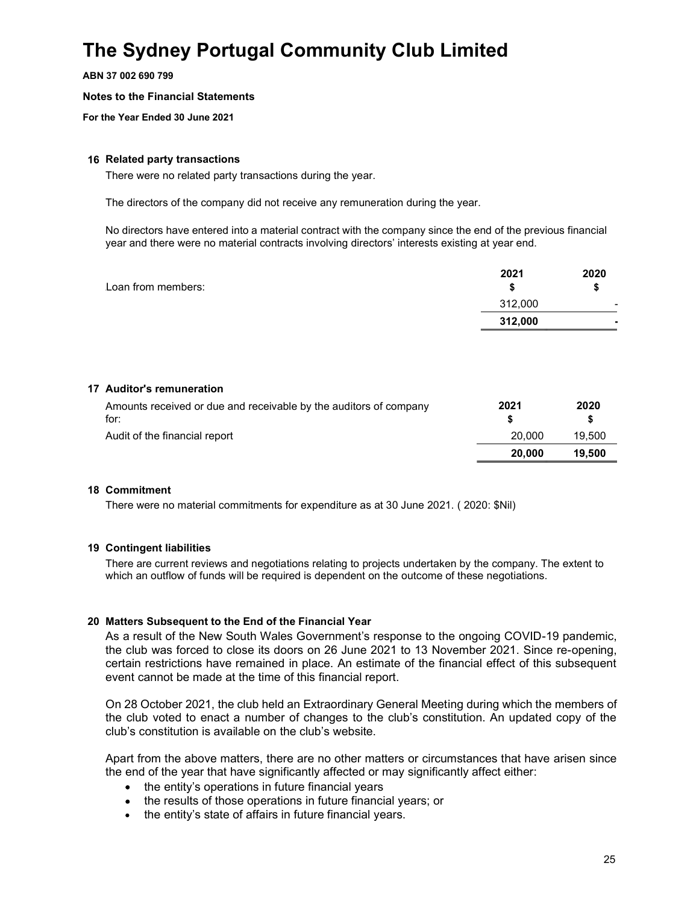# The Sydney Portugal Community Club Limited

**ABN 37 002 690 799**

**Notes to the Financial Statements**

**For the Year Ended 30 June 2021**

### 16 Related party transactions

There were no related party transactions during the year.

The directors of the company did not receive any remuneration during the year.

No directors have entered into a material contract with the company since the end of the previous financial year and there were no material contracts involving directors' interests existing at year end.

| | 2021 | 2020 |
|---|---|---|
| Loan from members: | $ | $ |
| | 312,000 | - |
| | **312,000** | **-** |

### 17 Auditor's remuneration

| Amounts received or due and receivable by the auditors of company for: | 2021<br>$ | 2020<br>$ |
|---|---|---|
| Audit of the financial report | 20,000 | 19,500 |
| | **20,000** | **19,500** |

### 18 Commitment

There were no material commitments for expenditure as at 30 June 2021. ( 2020: $Nil)

### 19 Contingent liabilities

There are current reviews and negotiations relating to projects undertaken by the company. The extent to which an outflow of funds will be required is dependent on the outcome of these negotiations.

### 20 Matters Subsequent to the End of the Financial Year

As a result of the New South Wales Government's response to the ongoing COVID-19 pandemic, the club was forced to close its doors on 26 June 2021 to 13 November 2021. Since re-opening, certain restrictions have remained in place. An estimate of the financial effect of this subsequent event cannot be made at the time of this financial report.

On 28 October 2021, the club held an Extraordinary General Meeting during which the members of the club voted to enact a number of changes to the club's constitution. An updated copy of the club's constitution is available on the club's website.

Apart from the above matters, there are no other matters or circumstances that have arisen since the end of the year that have significantly affected or may significantly affect either:

- the entity's operations in future financial years
- the results of those operations in future financial years; or
- the entity's state of affairs in future financial years.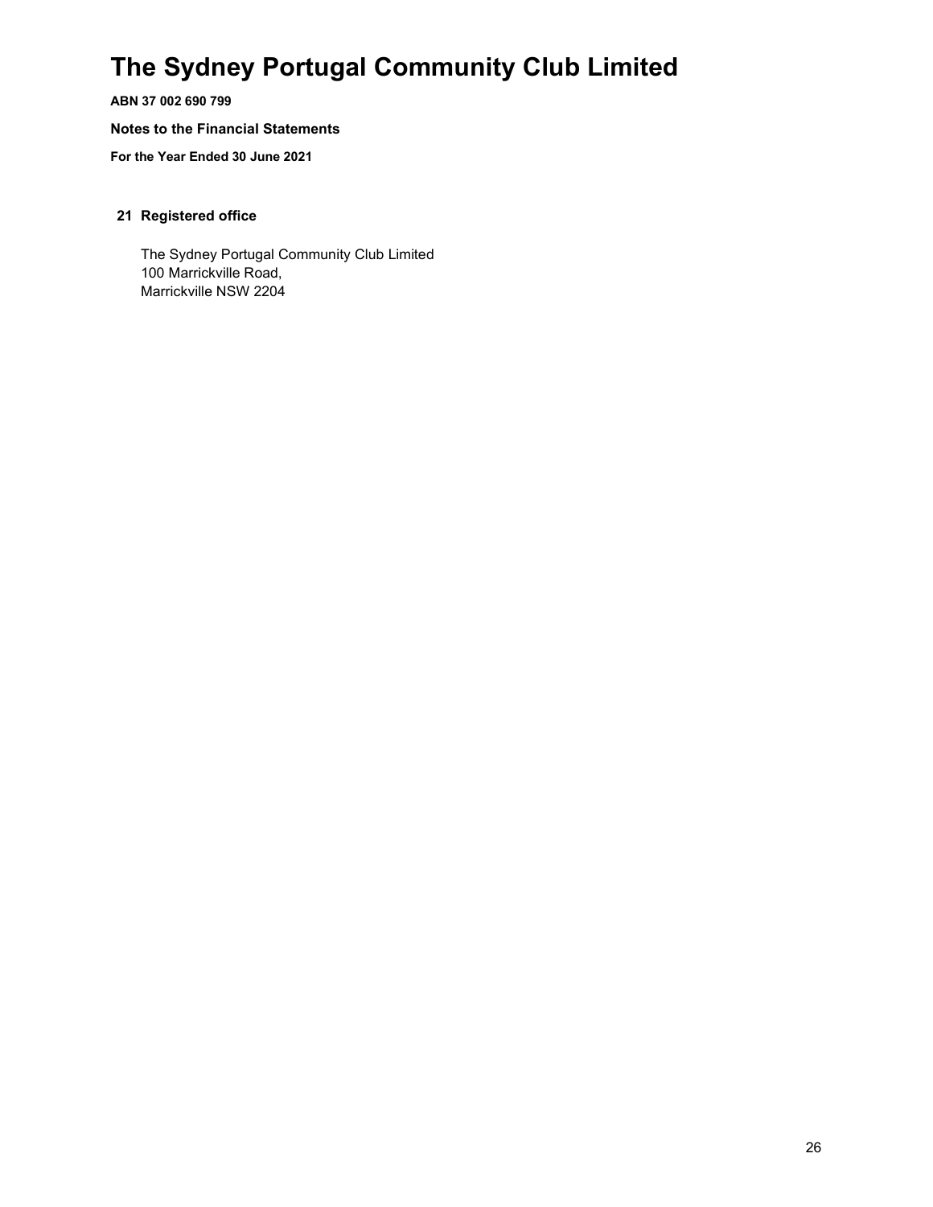# The Sydney Portugal Community Club Limited

**ABN 37 002 690 799**

**Notes to the Financial Statements**

**For the Year Ended 30 June 2021**

## 21 Registered office

The Sydney Portugal Community Club Limited
100 Marrickville Road,
Marrickville NSW 2204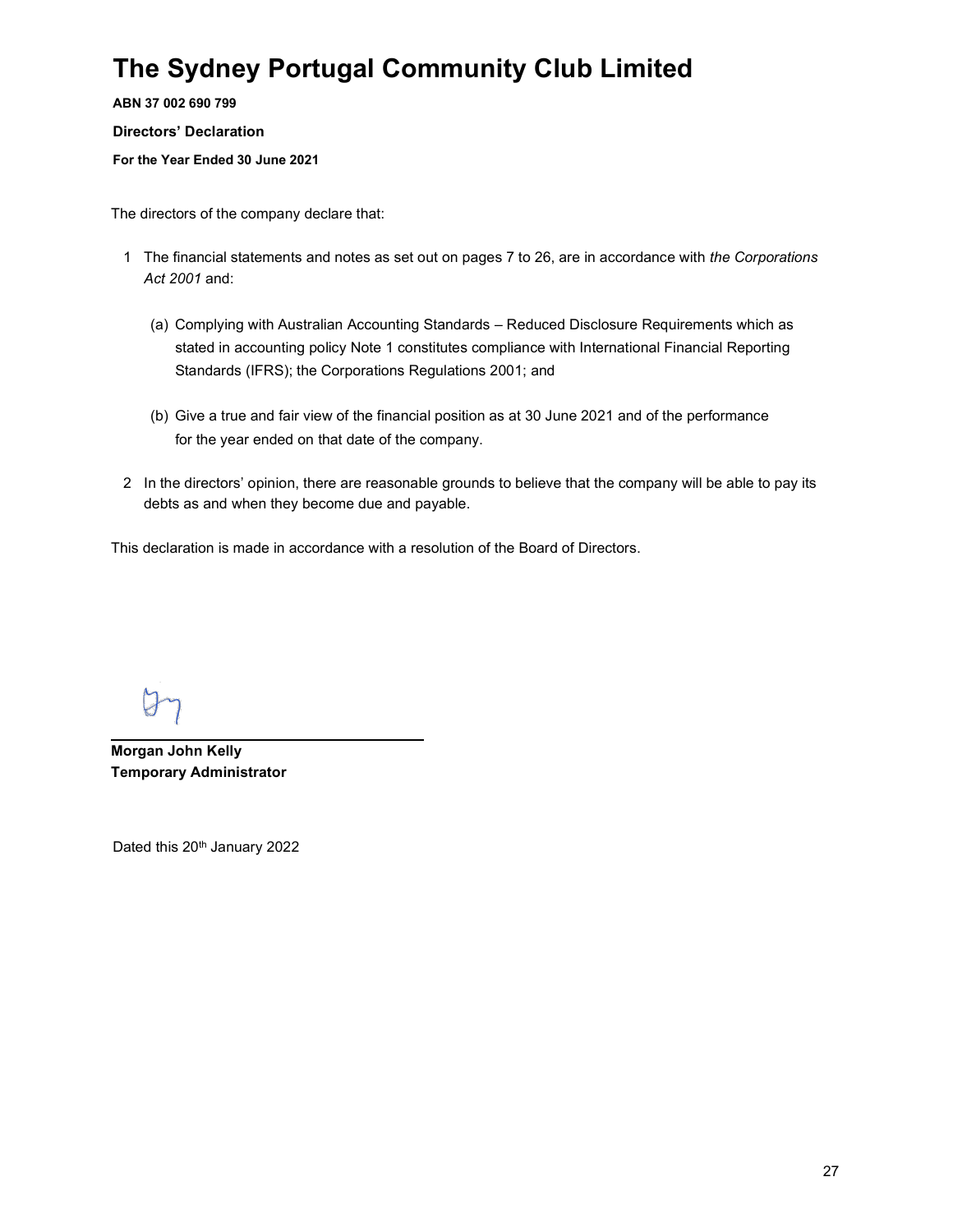# The Sydney Portugal Community Club Limited

**ABN 37 002 690 799**

**Directors' Declaration**

**For the Year Ended 30 June 2021**

The directors of the company declare that:

1. The financial statements and notes as set out on pages 7 to 26, are in accordance with *the Corporations Act 2001* and:

   (a) Complying with Australian Accounting Standards – Reduced Disclosure Requirements which as stated in accounting policy Note 1 constitutes compliance with International Financial Reporting Standards (IFRS); the Corporations Regulations 2001; and

   (b) Give a true and fair view of the financial position as at 30 June 2021 and of the performance for the year ended on that date of the company.

2. In the directors' opinion, there are reasonable grounds to believe that the company will be able to pay its debts as and when they become due and payable.

This declaration is made in accordance with a resolution of the Board of Directors.

**Morgan John Kelly**
**Temporary Administrator**

Dated this 20th January 2022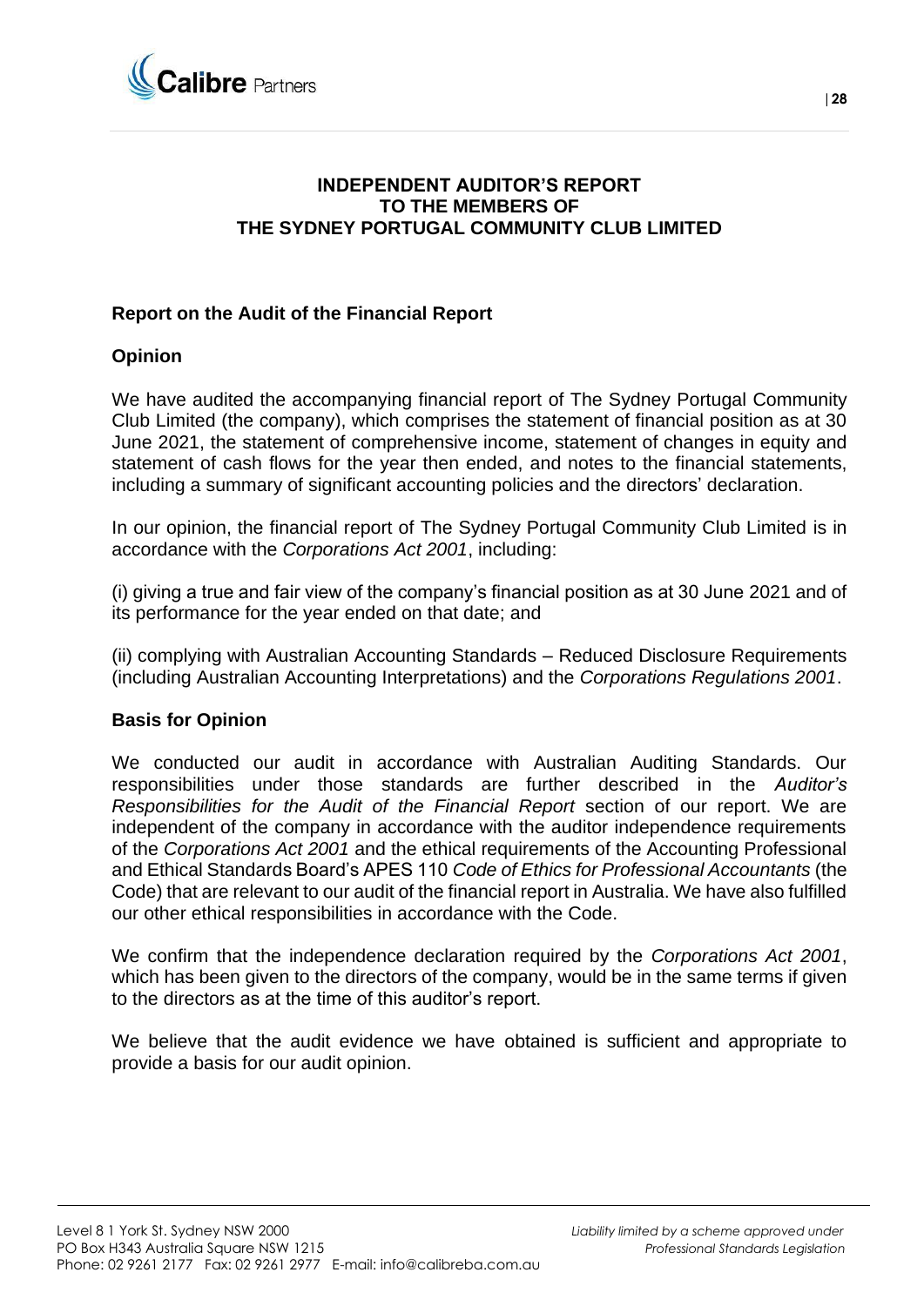# INDEPENDENT AUDITOR'S REPORT TO THE MEMBERS OF THE SYDNEY PORTUGAL COMMUNITY CLUB LIMITED

## Report on the Audit of the Financial Report

### Opinion

We have audited the accompanying financial report of The Sydney Portugal Community Club Limited (the company), which comprises the statement of financial position as at 30 June 2021, the statement of comprehensive income, statement of changes in equity and statement of cash flows for the year then ended, and notes to the financial statements, including a summary of significant accounting policies and the directors' declaration.

In our opinion, the financial report of The Sydney Portugal Community Club Limited is in accordance with the *Corporations Act 2001*, including:

(i) giving a true and fair view of the company's financial position as at 30 June 2021 and of its performance for the year ended on that date; and

(ii) complying with Australian Accounting Standards – Reduced Disclosure Requirements (including Australian Accounting Interpretations) and the *Corporations Regulations 2001*.

### Basis for Opinion

We conducted our audit in accordance with Australian Auditing Standards. Our responsibilities under those standards are further described in the *Auditor's Responsibilities for the Audit of the Financial Report* section of our report. We are independent of the company in accordance with the auditor independence requirements of the *Corporations Act 2001* and the ethical requirements of the Accounting Professional and Ethical Standards Board's APES 110 *Code of Ethics for Professional Accountants* (the Code) that are relevant to our audit of the financial report in Australia. We have also fulfilled our other ethical responsibilities in accordance with the Code.

We confirm that the independence declaration required by the *Corporations Act 2001*, which has been given to the directors of the company, would be in the same terms if given to the directors as at the time of this auditor's report.

We believe that the audit evidence we have obtained is sufficient and appropriate to provide a basis for our audit opinion.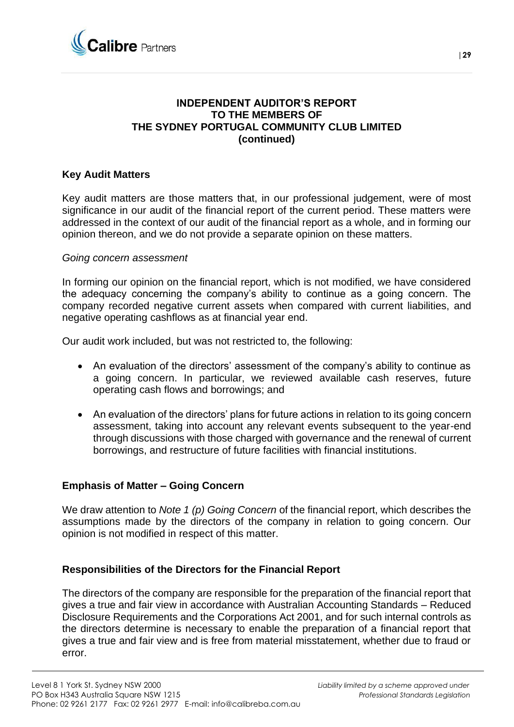**INDEPENDENT AUDITOR'S REPORT**
**TO THE MEMBERS OF**
**THE SYDNEY PORTUGAL COMMUNITY CLUB LIMITED**
**(continued)**

## Key Audit Matters

Key audit matters are those matters that, in our professional judgement, were of most significance in our audit of the financial report of the current period. These matters were addressed in the context of our audit of the financial report as a whole, and in forming our opinion thereon, and we do not provide a separate opinion on these matters.

*Going concern assessment*

In forming our opinion on the financial report, which is not modified, we have considered the adequacy concerning the company's ability to continue as a going concern. The company recorded negative current assets when compared with current liabilities, and negative operating cashflows as at financial year end.

Our audit work included, but was not restricted to, the following:

- An evaluation of the directors' assessment of the company's ability to continue as a going concern. In particular, we reviewed available cash reserves, future operating cash flows and borrowings; and
- An evaluation of the directors' plans for future actions in relation to its going concern assessment, taking into account any relevant events subsequent to the year-end through discussions with those charged with governance and the renewal of current borrowings, and restructure of future facilities with financial institutions.

## Emphasis of Matter – Going Concern

We draw attention to *Note 1 (p) Going Concern* of the financial report, which describes the assumptions made by the directors of the company in relation to going concern. Our opinion is not modified in respect of this matter.

## Responsibilities of the Directors for the Financial Report

The directors of the company are responsible for the preparation of the financial report that gives a true and fair view in accordance with Australian Accounting Standards – Reduced Disclosure Requirements and the Corporations Act 2001, and for such internal controls as the directors determine is necessary to enable the preparation of a financial report that gives a true and fair view and is free from material misstatement, whether due to fraud or error.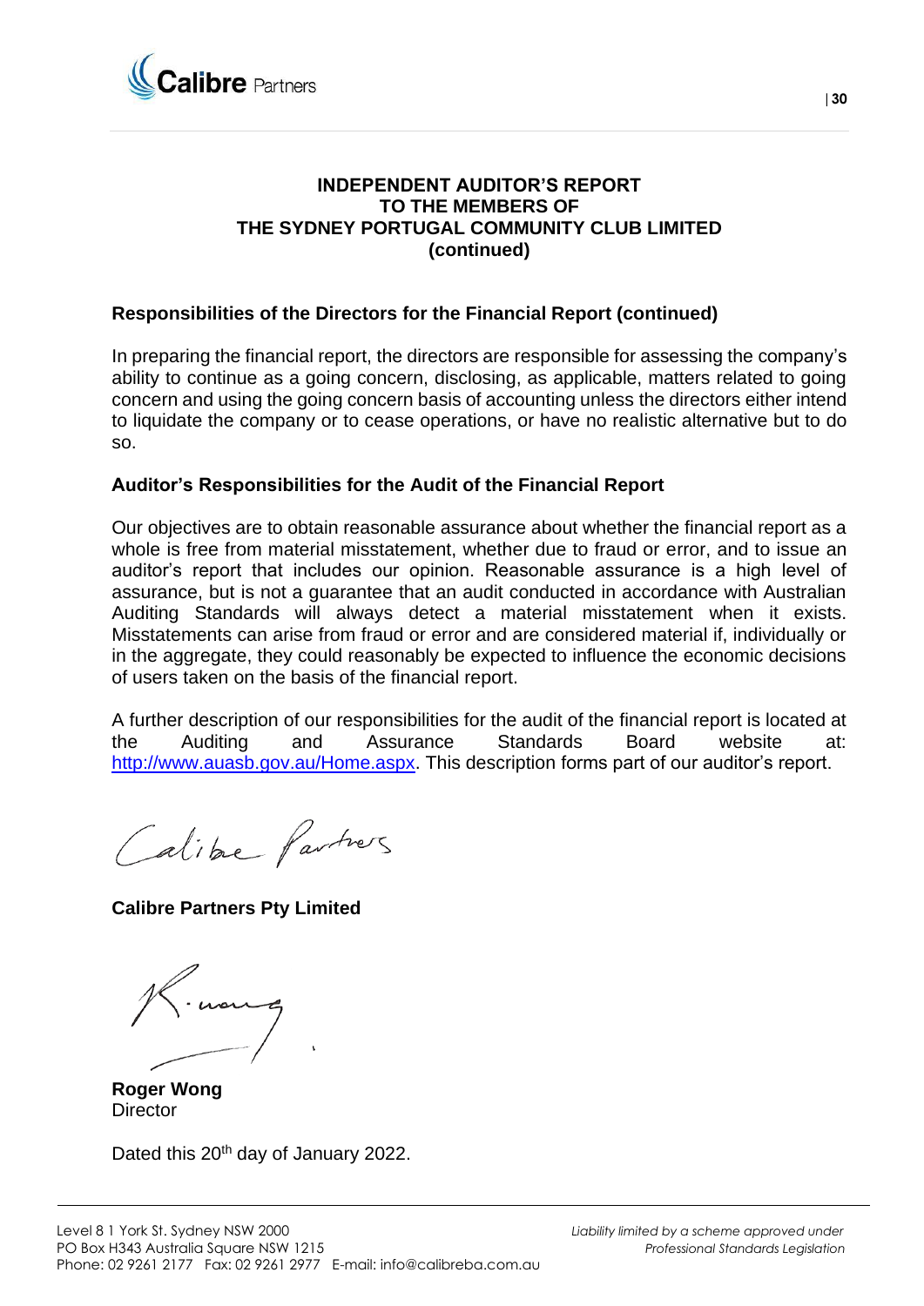**INDEPENDENT AUDITOR'S REPORT**
**TO THE MEMBERS OF**
**THE SYDNEY PORTUGAL COMMUNITY CLUB LIMITED**
**(continued)**

### Responsibilities of the Directors for the Financial Report (continued)

In preparing the financial report, the directors are responsible for assessing the company's ability to continue as a going concern, disclosing, as applicable, matters related to going concern and using the going concern basis of accounting unless the directors either intend to liquidate the company or to cease operations, or have no realistic alternative but to do so.

### Auditor's Responsibilities for the Audit of the Financial Report

Our objectives are to obtain reasonable assurance about whether the financial report as a whole is free from material misstatement, whether due to fraud or error, and to issue an auditor's report that includes our opinion. Reasonable assurance is a high level of assurance, but is not a guarantee that an audit conducted in accordance with Australian Auditing Standards will always detect a material misstatement when it exists. Misstatements can arise from fraud or error and are considered material if, individually or in the aggregate, they could reasonably be expected to influence the economic decisions of users taken on the basis of the financial report.

A further description of our responsibilities for the audit of the financial report is located at the Auditing and Assurance Standards Board website at: http://www.auasb.gov.au/Home.aspx. This description forms part of our auditor's report.

**Calibre Partners Pty Limited**

**Roger Wong**
Director

Dated this 20th day of January 2022.

Level 8 1 York St. Sydney NSW 2000
PO Box H343 Australia Square NSW 1215
Phone: 02 9261 2177 Fax: 02 9261 2977 E-mail: info@calibreba.com.au

*Liability limited by a scheme approved under Professional Standards Legislation*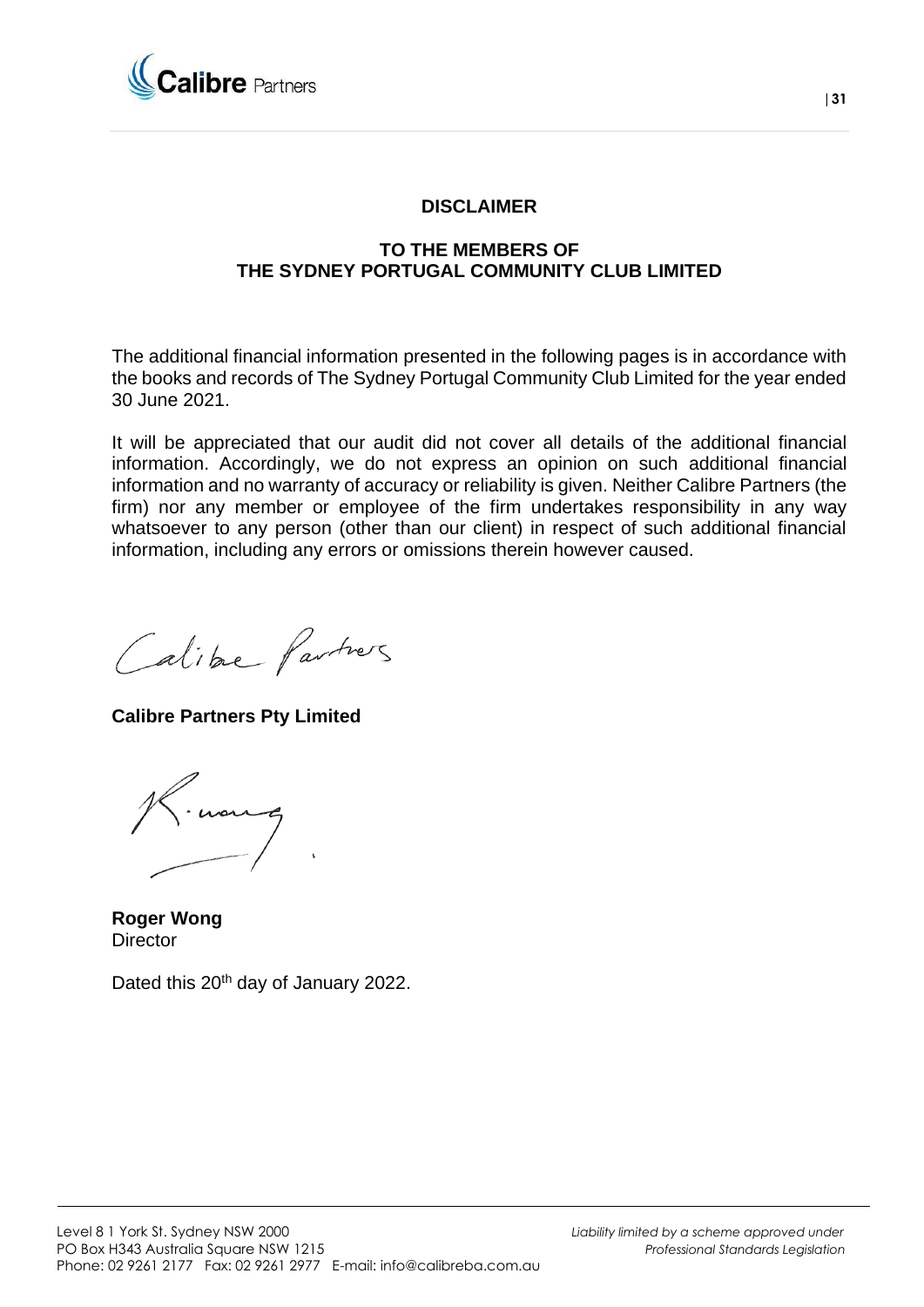## DISCLAIMER

## TO THE MEMBERS OF THE SYDNEY PORTUGAL COMMUNITY CLUB LIMITED

The additional financial information presented in the following pages is in accordance with the books and records of The Sydney Portugal Community Club Limited for the year ended 30 June 2021.

It will be appreciated that our audit did not cover all details of the additional financial information. Accordingly, we do not express an opinion on such additional financial information and no warranty of accuracy or reliability is given. Neither Calibre Partners (the firm) nor any member or employee of the firm undertakes responsibility in any way whatsoever to any person (other than our client) in respect of such additional financial information, including any errors or omissions therein however caused.

**Calibre Partners Pty Limited**

**Roger Wong**
Director

Dated this 20th day of January 2022.

Level 8 1 York St. Sydney NSW 2000
PO Box H343 Australia Square NSW 1215
Phone: 02 9261 2177 Fax: 02 9261 2977 E-mail: info@calibreba.com.au

*Liability limited by a scheme approved under Professional Standards Legislation*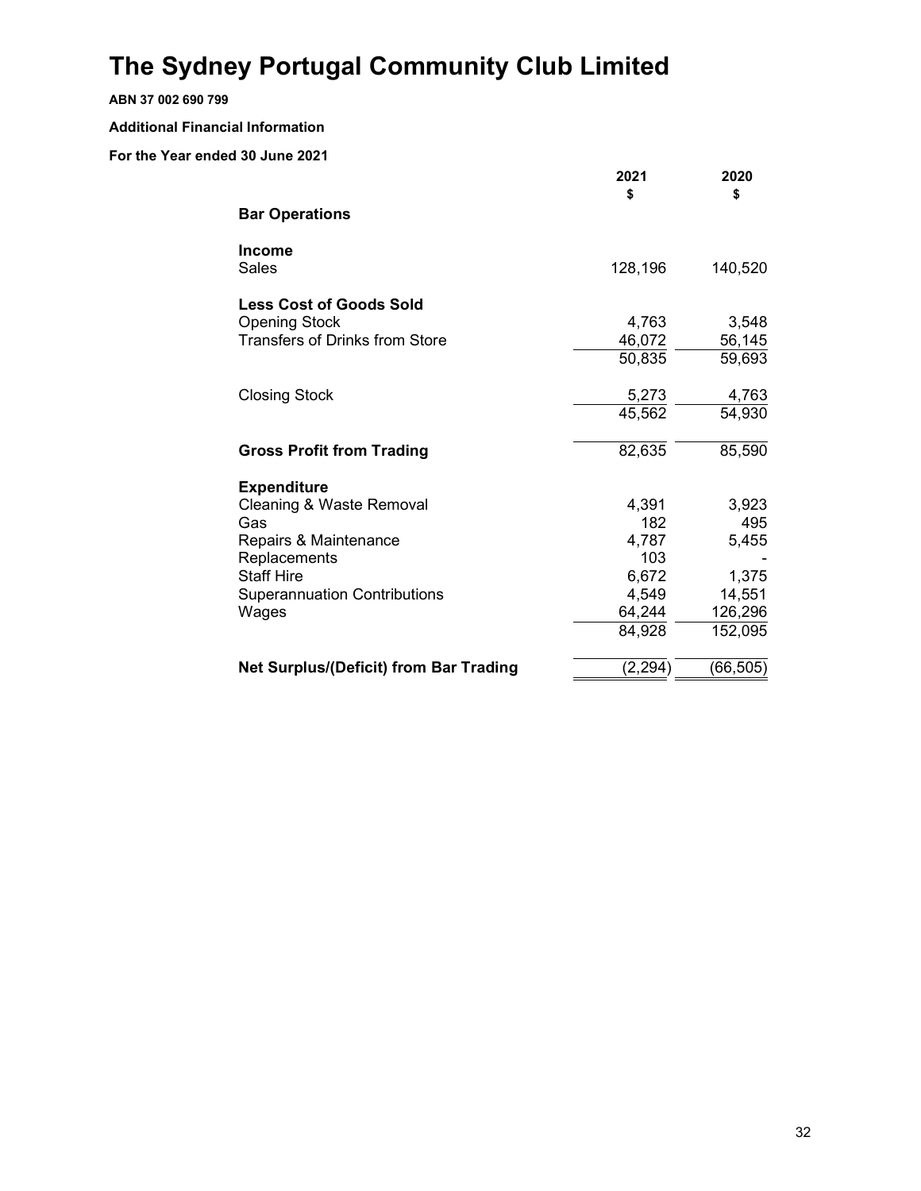# The Sydney Portugal Community Club Limited

**ABN 37 002 690 799**

**Additional Financial Information**

**For the Year ended 30 June 2021**

| | 2021<br>$ | 2020<br>$ |
|---|---|---|
| **Bar Operations** | | |
| **Income** | | |
| Sales | 128,196 | 140,520 |
| **Less Cost of Goods Sold** | | |
| Opening Stock | 4,763 | 3,548 |
| Transfers of Drinks from Store | 46,072 | 56,145 |
| | 50,835 | 59,693 |
| Closing Stock | 5,273 | 4,763 |
| | 45,562 | 54,930 |
| **Gross Profit from Trading** | 82,635 | 85,590 |
| **Expenditure** | | |
| Cleaning & Waste Removal | 4,391 | 3,923 |
| Gas | 182 | 495 |
| Repairs & Maintenance | 4,787 | 5,455 |
| Replacements | 103 | - |
| Staff Hire | 6,672 | 1,375 |
| Superannuation Contributions | 4,549 | 14,551 |
| Wages | 64,244 | 126,296 |
| | 84,928 | 152,095 |
| **Net Surplus/(Deficit) from Bar Trading** | (2,294) | (66,505) |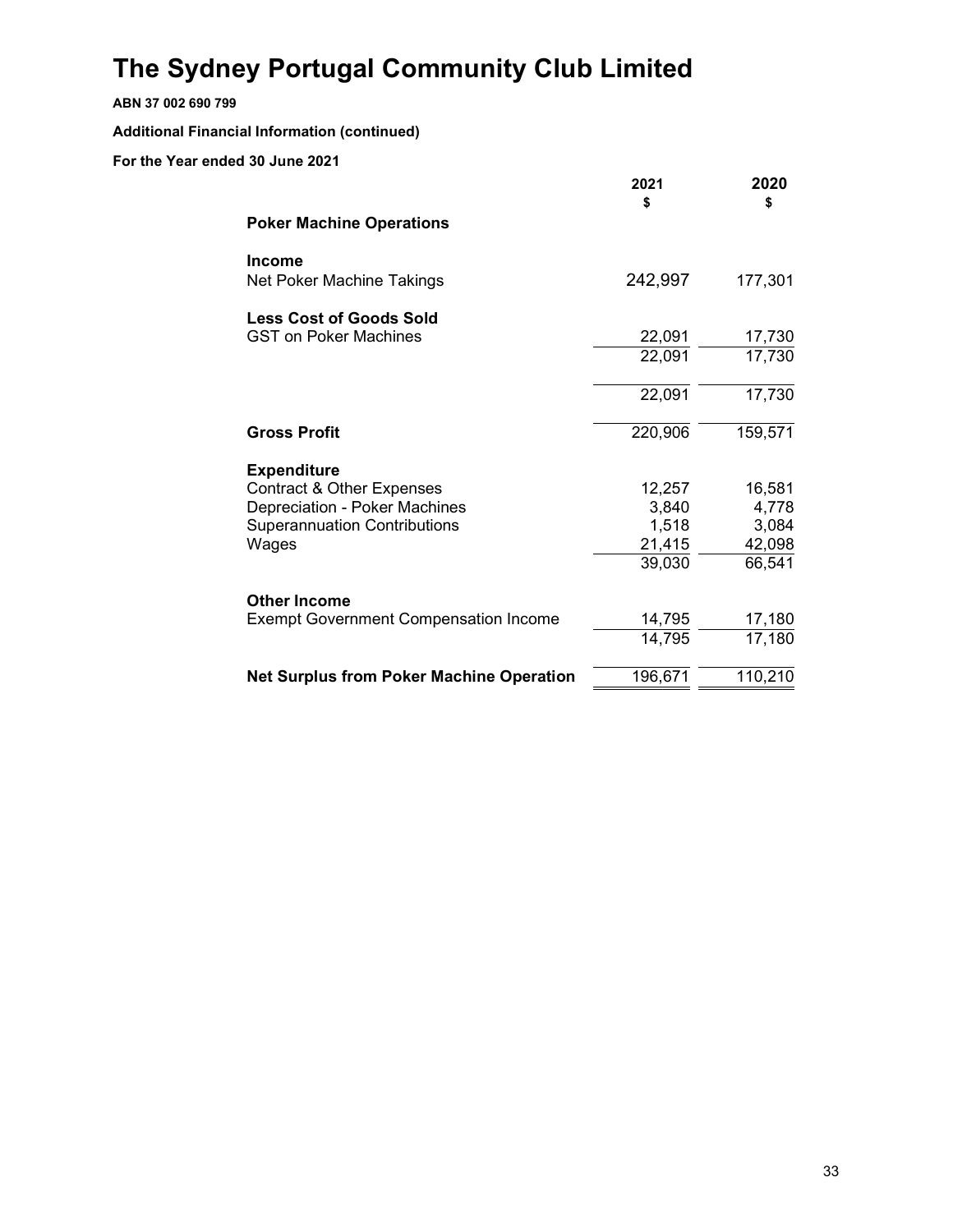# The Sydney Portugal Community Club Limited

**ABN 37 002 690 799**

**Additional Financial Information (continued)**

**For the Year ended 30 June 2021**

| | 2021<br>$ | 2020<br>$ |
|---|---|---|
| **Poker Machine Operations** | | |
| **Income** | | |
| Net Poker Machine Takings | 242,997 | 177,301 |
| **Less Cost of Goods Sold** | | |
| GST on Poker Machines | 22,091 | 17,730 |
| | 22,091 | 17,730 |
| | 22,091 | 17,730 |
| **Gross Profit** | 220,906 | 159,571 |
| **Expenditure** | | |
| Contract & Other Expenses | 12,257 | 16,581 |
| Depreciation - Poker Machines | 3,840 | 4,778 |
| Superannuation Contributions | 1,518 | 3,084 |
| Wages | 21,415 | 42,098 |
| | 39,030 | 66,541 |
| **Other Income** | | |
| Exempt Government Compensation Income | 14,795 | 17,180 |
| | 14,795 | 17,180 |
| **Net Surplus from Poker Machine Operation** | 196,671 | 110,210 |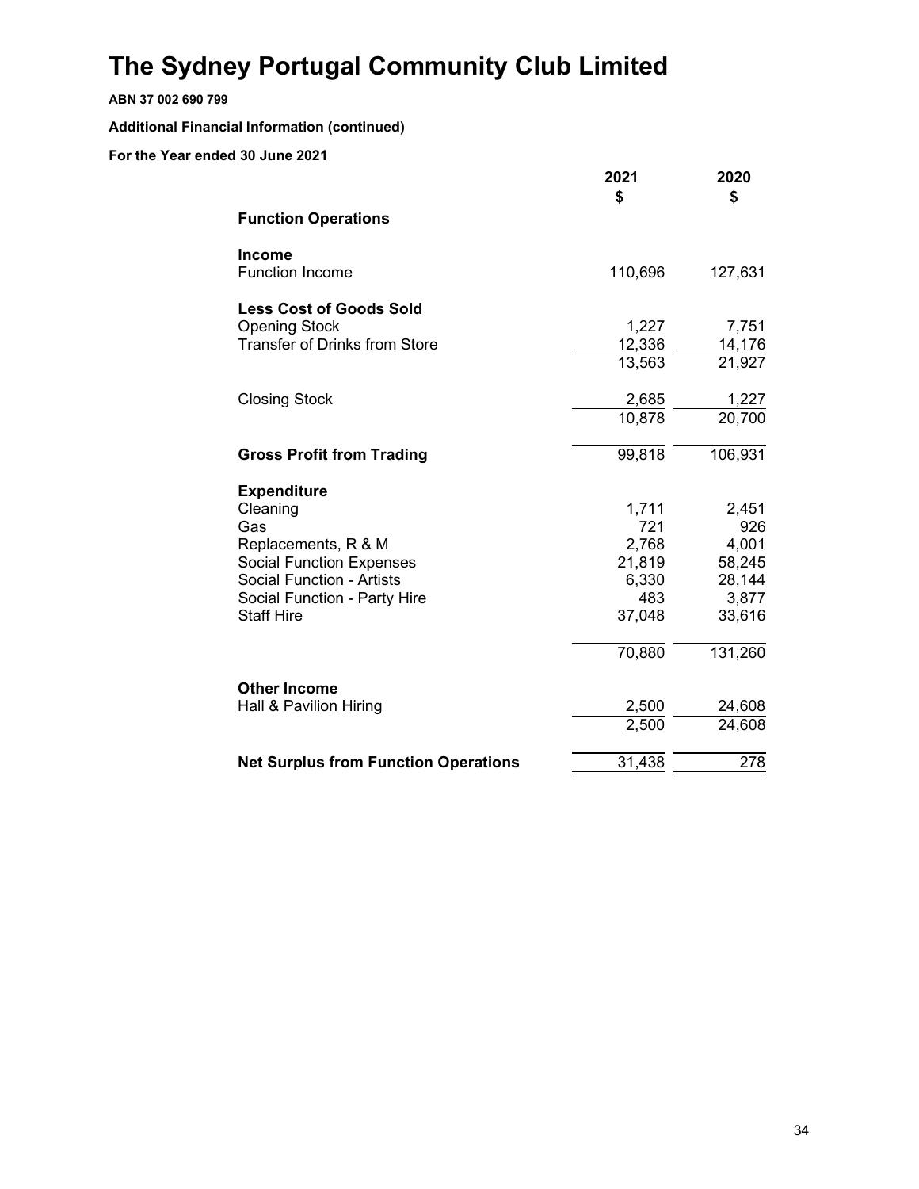# The Sydney Portugal Community Club Limited

**ABN 37 002 690 799**

**Additional Financial Information (continued)**

**For the Year ended 30 June 2021**

| | 2021<br>$ | 2020<br>$ |
|---|---|---|
| **Function Operations** | | |
| **Income** | | |
| Function Income | 110,696 | 127,631 |
| **Less Cost of Goods Sold** | | |
| Opening Stock | 1,227 | 7,751 |
| Transfer of Drinks from Store | 12,336 | 14,176 |
| | 13,563 | 21,927 |
| Closing Stock | 2,685 | 1,227 |
| | 10,878 | 20,700 |
| **Gross Profit from Trading** | 99,818 | 106,931 |
| **Expenditure** | | |
| Cleaning | 1,711 | 2,451 |
| Gas | 721 | 926 |
| Replacements, R & M | 2,768 | 4,001 |
| Social Function Expenses | 21,819 | 58,245 |
| Social Function - Artists | 6,330 | 28,144 |
| Social Function - Party Hire | 483 | 3,877 |
| Staff Hire | 37,048 | 33,616 |
| | 70,880 | 131,260 |
| **Other Income** | | |
| Hall & Pavilion Hiring | 2,500 | 24,608 |
| | 2,500 | 24,608 |
| **Net Surplus from Function Operations** | 31,438 | 278 |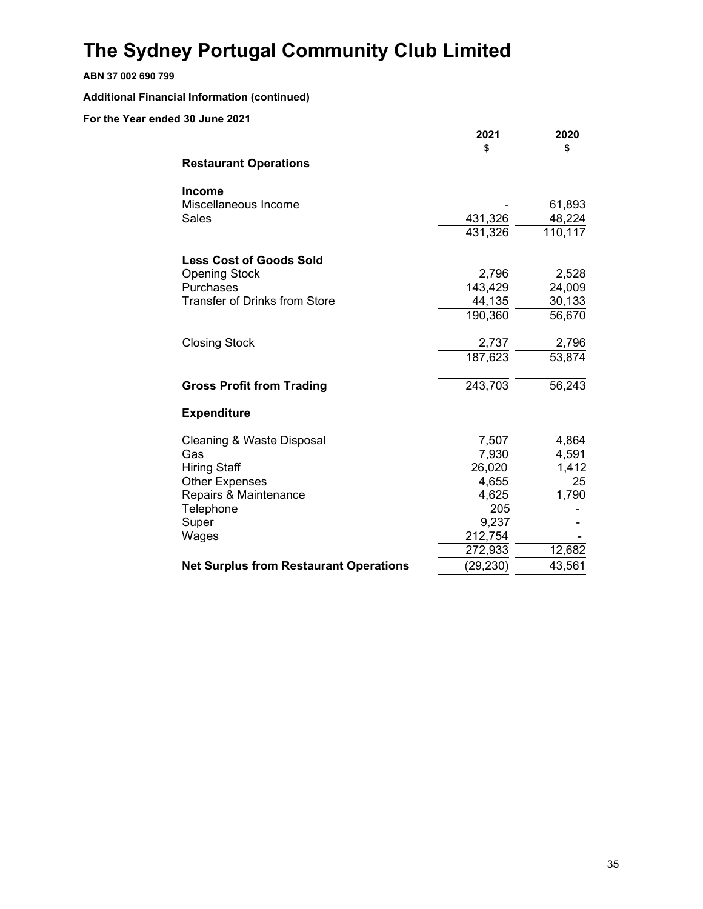# The Sydney Portugal Community Club Limited

**ABN 37 002 690 799**

**Additional Financial Information (continued)**

**For the Year ended 30 June 2021**

| | 2021 $ | 2020 $ |
|---|---|---|
| **Restaurant Operations** | | |
| **Income** | | |
| Miscellaneous Income | - | 61,893 |
| Sales | 431,326 | 48,224 |
| | 431,326 | 110,117 |
| **Less Cost of Goods Sold** | | |
| Opening Stock | 2,796 | 2,528 |
| Purchases | 143,429 | 24,009 |
| Transfer of Drinks from Store | 44,135 | 30,133 |
| | 190,360 | 56,670 |
| Closing Stock | 2,737 | 2,796 |
| | 187,623 | 53,874 |
| **Gross Profit from Trading** | 243,703 | 56,243 |
| **Expenditure** | | |
| Cleaning & Waste Disposal | 7,507 | 4,864 |
| Gas | 7,930 | 4,591 |
| Hiring Staff | 26,020 | 1,412 |
| Other Expenses | 4,655 | 25 |
| Repairs & Maintenance | 4,625 | 1,790 |
| Telephone | 205 | - |
| Super | 9,237 | - |
| Wages | 212,754 | - |
| | 272,933 | 12,682 |
| **Net Surplus from Restaurant Operations** | (29,230) | 43,561 |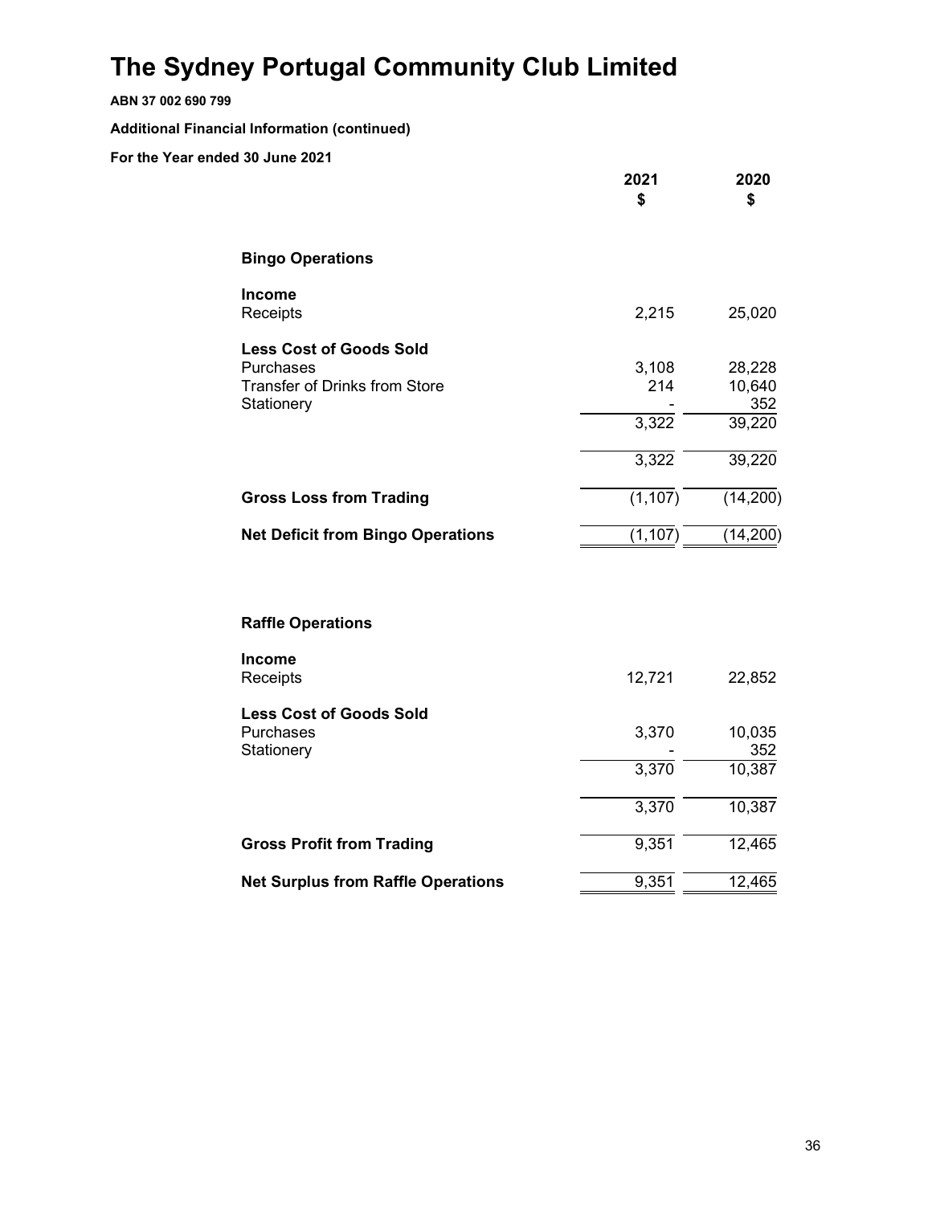# The Sydney Portugal Community Club Limited

**ABN 37 002 690 799**

**Additional Financial Information (continued)**

**For the Year ended 30 June 2021**

| | 2021<br>$ | 2020<br>$ |
|---|---|---|
| **Bingo Operations** | | |
| **Income** | | |
| Receipts | 2,215 | 25,020 |
| **Less Cost of Goods Sold** | | |
| Purchases | 3,108 | 28,228 |
| Transfer of Drinks from Store | 214 | 10,640 |
| Stationery | - | 352 |
| | 3,322 | 39,220 |
| | 3,322 | 39,220 |
| **Gross Loss from Trading** | (1,107) | (14,200) |
| **Net Deficit from Bingo Operations** | (1,107) | (14,200) |
| **Raffle Operations** | | |
| **Income** | | |
| Receipts | 12,721 | 22,852 |
| **Less Cost of Goods Sold** | | |
| Purchases | 3,370 | 10,035 |
| Stationery | - | 352 |
| | 3,370 | 10,387 |
| | 3,370 | 10,387 |
| **Gross Profit from Trading** | 9,351 | 12,465 |
| **Net Surplus from Raffle Operations** | 9,351 | 12,465 |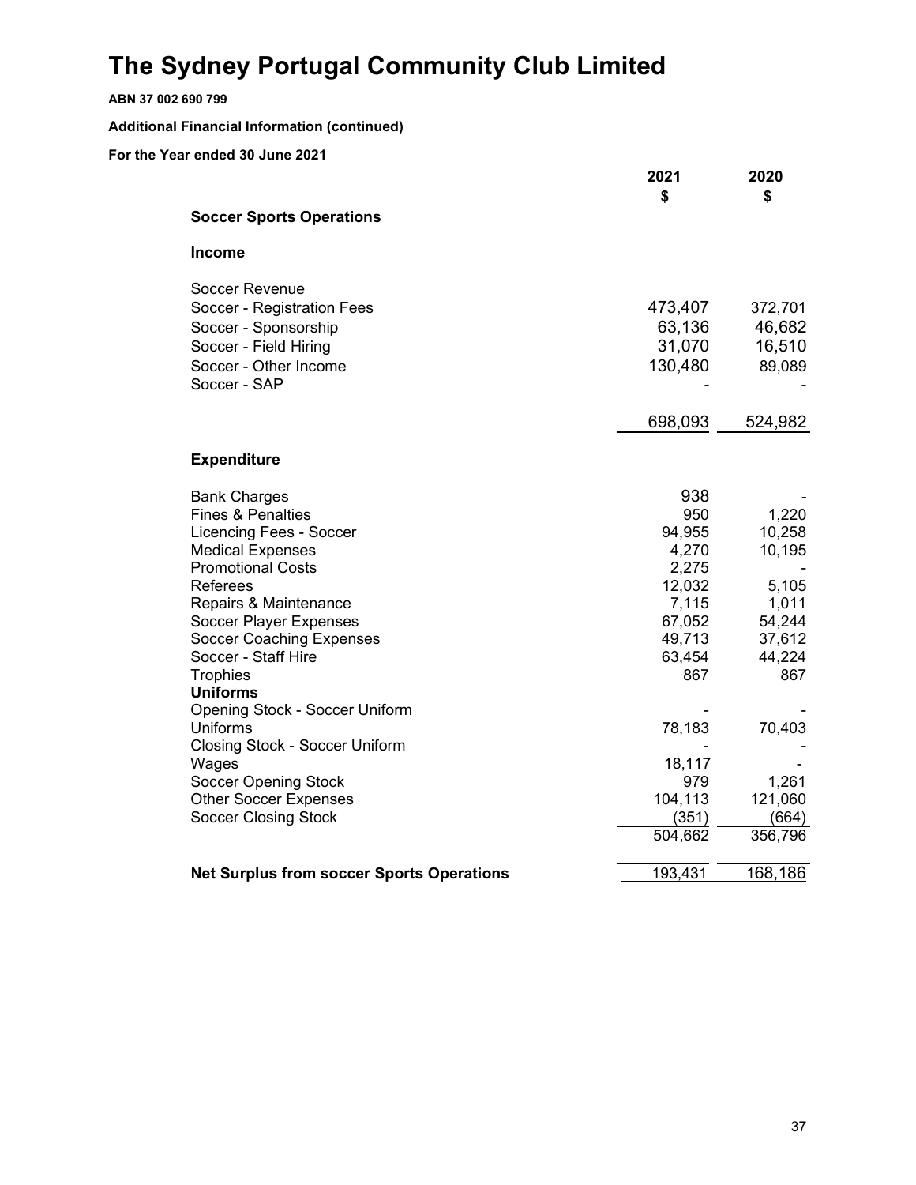# The Sydney Portugal Community Club Limited

**ABN 37 002 690 799**

**Additional Financial Information (continued)**

**For the Year ended 30 June 2021**

| | 2021<br>$ | 2020<br>$ |
|---|---|---|
| **Soccer Sports Operations** | | |
| **Income** | | |
| Soccer Revenue | | |
| Soccer - Registration Fees | 473,407 | 372,701 |
| Soccer - Sponsorship | 63,136 | 46,682 |
| Soccer - Field Hiring | 31,070 | 16,510 |
| Soccer - Other Income | 130,480 | 89,089 |
| Soccer - SAP | - | - |
| | 698,093 | 524,982 |
| **Expenditure** | | |
| Bank Charges | 938 | - |
| Fines & Penalties | 950 | 1,220 |
| Licencing Fees - Soccer | 94,955 | 10,258 |
| Medical Expenses | 4,270 | 10,195 |
| Promotional Costs | 2,275 | - |
| Referees | 12,032 | 5,105 |
| Repairs & Maintenance | 7,115 | 1,011 |
| Soccer Player Expenses | 67,052 | 54,244 |
| Soccer Coaching Expenses | 49,713 | 37,612 |
| Soccer - Staff Hire | 63,454 | 44,224 |
| Trophies | 867 | 867 |
| **Uniforms** | | |
| Opening Stock - Soccer Uniform | - | - |
| Uniforms | 78,183 | 70,403 |
| Closing Stock - Soccer Uniform | - | - |
| Wages | 18,117 | - |
| Soccer Opening Stock | 979 | 1,261 |
| Other Soccer Expenses | 104,113 | 121,060 |
| Soccer Closing Stock | (351) | (664) |
| | 504,662 | 356,796 |
| **Net Surplus from soccer Sports Operations** | 193,431 | 168,186 |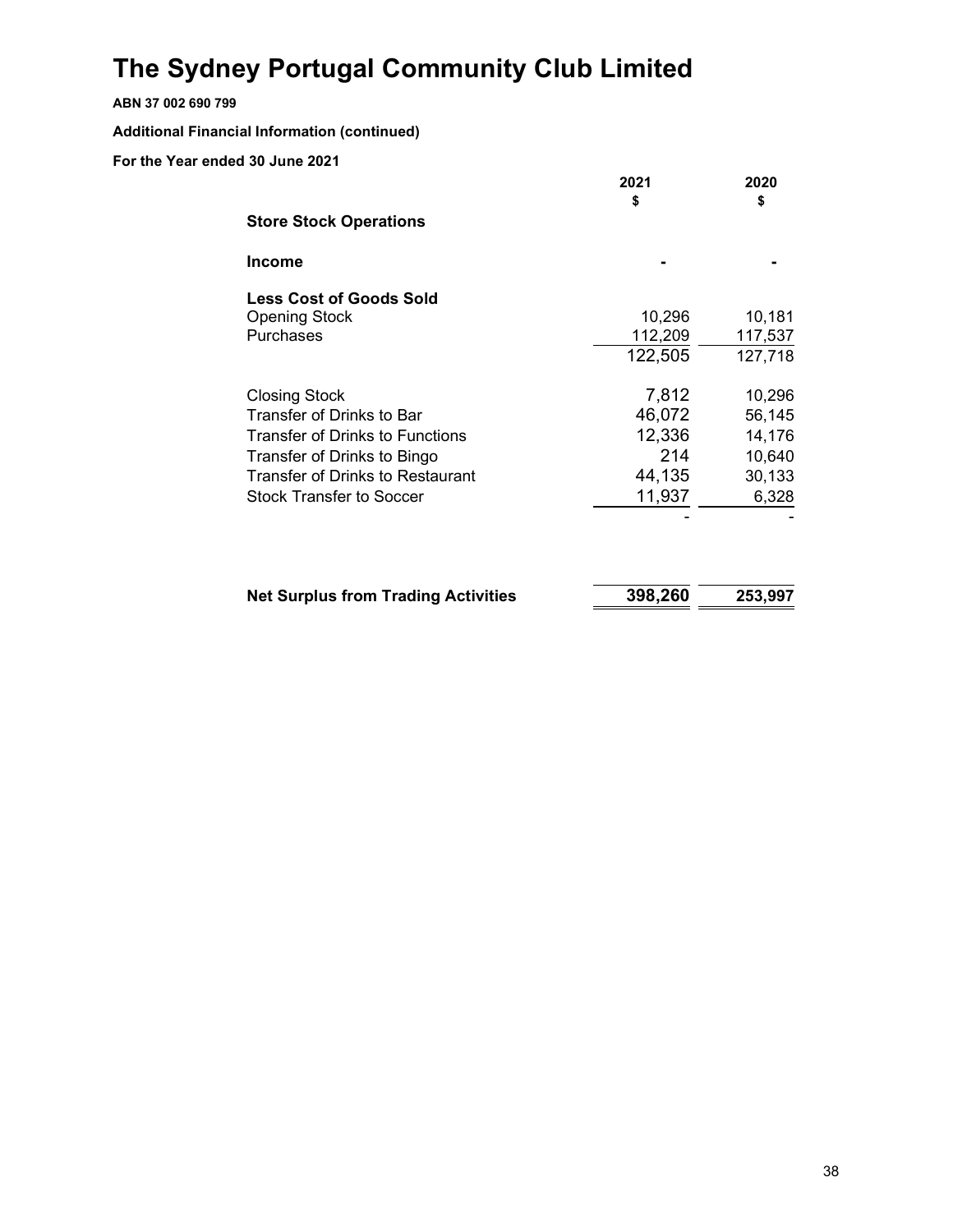# The Sydney Portugal Community Club Limited

**ABN 37 002 690 799**

**Additional Financial Information (continued)**

**For the Year ended 30 June 2021**

| | 2021 $ | 2020 $ |
|---|---|---|
| **Store Stock Operations** | | |
| **Income** | - | - |
| **Less Cost of Goods Sold** | | |
| Opening Stock | 10,296 | 10,181 |
| Purchases | 112,209 | 117,537 |
| | 122,505 | 127,718 |
| Closing Stock | 7,812 | 10,296 |
| Transfer of Drinks to Bar | 46,072 | 56,145 |
| Transfer of Drinks to Functions | 12,336 | 14,176 |
| Transfer of Drinks to Bingo | 214 | 10,640 |
| Transfer of Drinks to Restaurant | 44,135 | 30,133 |
| Stock Transfer to Soccer | 11,937 | 6,328 |
| | - | - |
| **Net Surplus from Trading Activities** | **398,260** | **253,997** |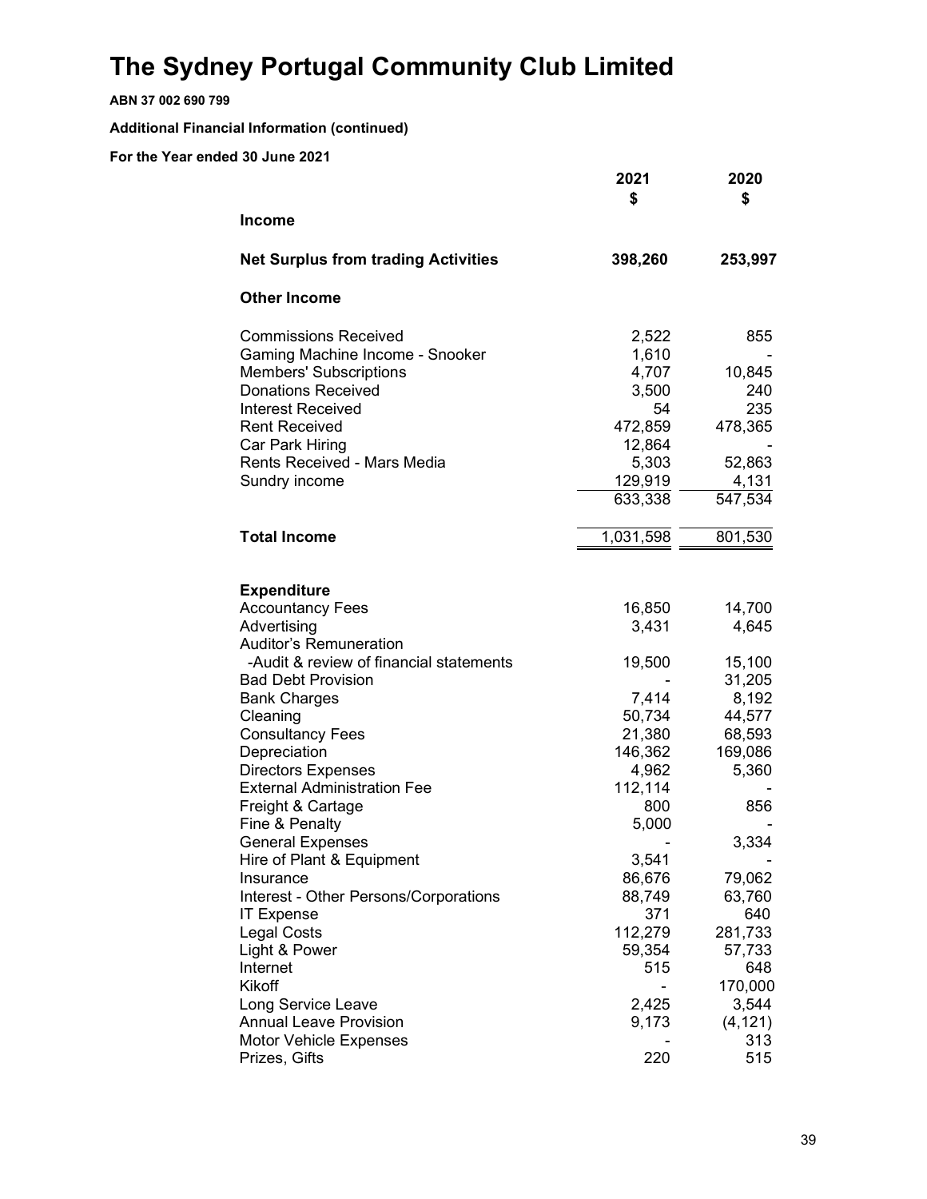# The Sydney Portugal Community Club Limited

**ABN 37 002 690 799**

**Additional Financial Information (continued)**

**For the Year ended 30 June 2021**

| | 2021<br>$ | 2020<br>$ |
|---|---|---|
| **Income** | | |
| **Net Surplus from trading Activities** | **398,260** | **253,997** |
| **Other Income** | | |
| Commissions Received | 2,522 | 855 |
| Gaming Machine Income - Snooker | 1,610 | - |
| Members' Subscriptions | 4,707 | 10,845 |
| Donations Received | 3,500 | 240 |
| Interest Received | 54 | 235 |
| Rent Received | 472,859 | 478,365 |
| Car Park Hiring | 12,864 | - |
| Rents Received - Mars Media | 5,303 | 52,863 |
| Sundry income | 129,919 | 4,131 |
| | 633,338 | 547,534 |
| **Total Income** | 1,031,598 | 801,530 |
| **Expenditure** | | |
| Accountancy Fees | 16,850 | 14,700 |
| Advertising | 3,431 | 4,645 |
| Auditor's Remuneration | | |
| -Audit & review of financial statements | 19,500 | 15,100 |
| Bad Debt Provision | - | 31,205 |
| Bank Charges | 7,414 | 8,192 |
| Cleaning | 50,734 | 44,577 |
| Consultancy Fees | 21,380 | 68,593 |
| Depreciation | 146,362 | 169,086 |
| Directors Expenses | 4,962 | 5,360 |
| External Administration Fee | 112,114 | - |
| Freight & Cartage | 800 | 856 |
| Fine & Penalty | 5,000 | - |
| General Expenses | - | 3,334 |
| Hire of Plant & Equipment | 3,541 | - |
| Insurance | 86,676 | 79,062 |
| Interest - Other Persons/Corporations | 88,749 | 63,760 |
| IT Expense | 371 | 640 |
| Legal Costs | 112,279 | 281,733 |
| Light & Power | 59,354 | 57,733 |
| Internet | 515 | 648 |
| Kikoff | - | 170,000 |
| Long Service Leave | 2,425 | 3,544 |
| Annual Leave Provision | 9,173 | (4,121) |
| Motor Vehicle Expenses | - | 313 |
| Prizes, Gifts | 220 | 515 |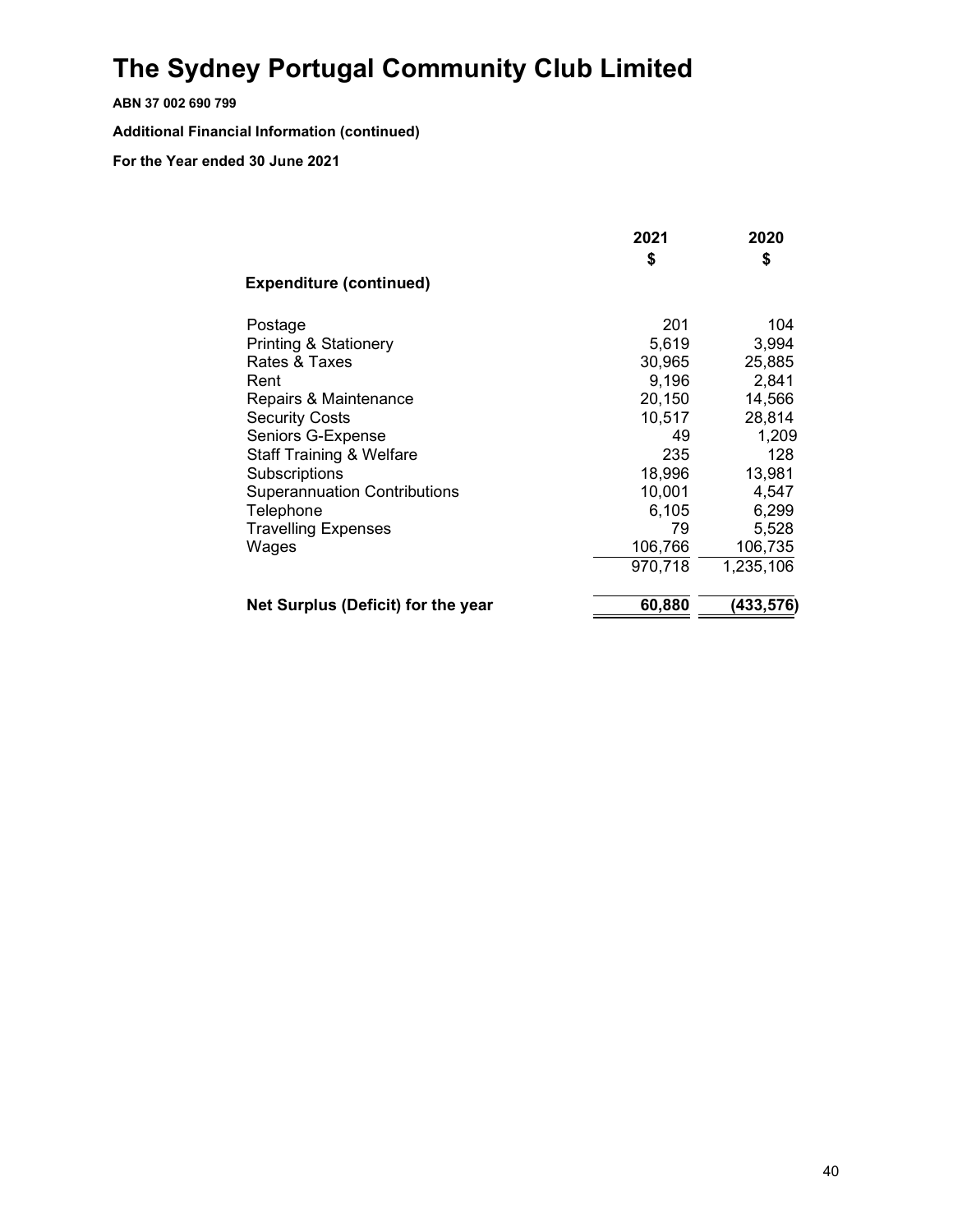# The Sydney Portugal Community Club Limited

**ABN 37 002 690 799**

**Additional Financial Information (continued)**

**For the Year ended 30 June 2021**

| | 2021<br>$ | 2020<br>$ |
|---|---|---|
| **Expenditure (continued)** | | |
| Postage | 201 | 104 |
| Printing & Stationery | 5,619 | 3,994 |
| Rates & Taxes | 30,965 | 25,885 |
| Rent | 9,196 | 2,841 |
| Repairs & Maintenance | 20,150 | 14,566 |
| Security Costs | 10,517 | 28,814 |
| Seniors G-Expense | 49 | 1,209 |
| Staff Training & Welfare | 235 | 128 |
| Subscriptions | 18,996 | 13,981 |
| Superannuation Contributions | 10,001 | 4,547 |
| Telephone | 6,105 | 6,299 |
| Travelling Expenses | 79 | 5,528 |
| Wages | 106,766 | 106,735 |
| | 970,718 | 1,235,106 |
| **Net Surplus (Deficit) for the year** | **60,880** | **(433,576)** |